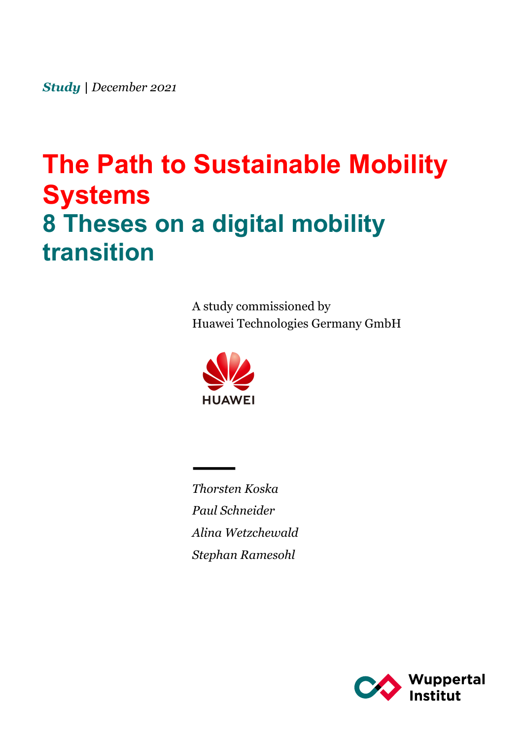***Study*** | *December 2021*

# The Path to Sustainable Mobility Systems

## 8 Theses on a digital mobility transition

A study commissioned by
Huawei Technologies Germany GmbH

HUAWEI

*Thorsten Koska*

*Paul Schneider*

*Alina Wetzchewald*

*Stephan Ramesohl*

Wuppertal Institut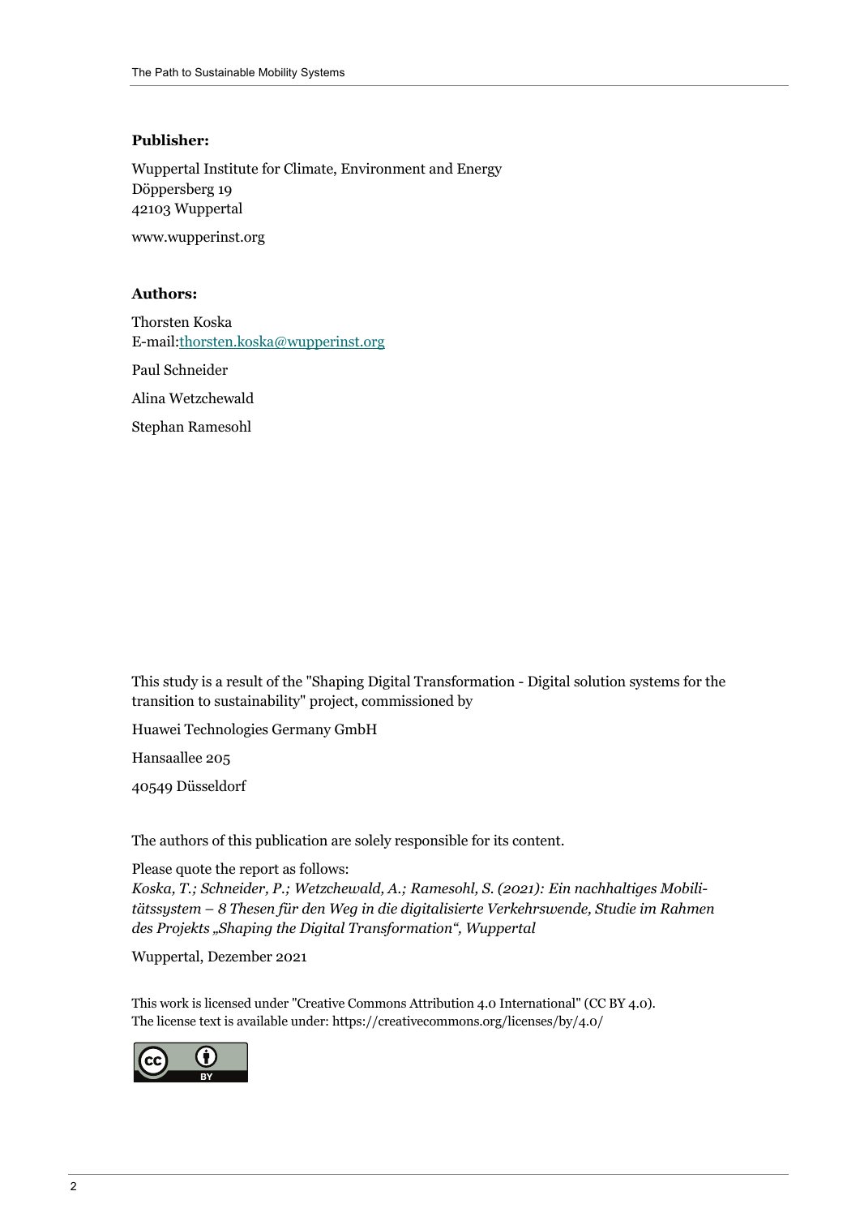**Publisher:**

Wuppertal Institute for Climate, Environment and Energy
Döppersberg 19
42103 Wuppertal

www.wupperinst.org

**Authors:**

Thorsten Koska
E-mail:thorsten.koska@wupperinst.org

Paul Schneider

Alina Wetzchewald

Stephan Ramesohl

This study is a result of the "Shaping Digital Transformation - Digital solution systems for the transition to sustainability" project, commissioned by

Huawei Technologies Germany GmbH

Hansaallee 205

40549 Düsseldorf

The authors of this publication are solely responsible for its content.

Please quote the report as follows:
*Koska, T.; Schneider, P.; Wetzchewald, A.; Ramesohl, S. (2021): Ein nachhaltiges Mobilitätssystem – 8 Thesen für den Weg in die digitalisierte Verkehrswende, Studie im Rahmen des Projekts „Shaping the Digital Transformation", Wuppertal*

Wuppertal, Dezember 2021

This work is licensed under "Creative Commons Attribution 4.0 International" (CC BY 4.0).
The license text is available under: https://creativecommons.org/licenses/by/4.0/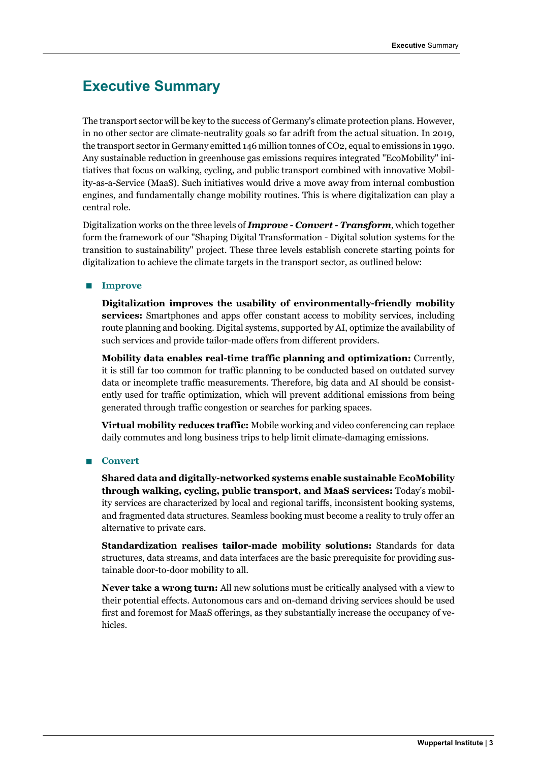# Executive Summary

The transport sector will be key to the success of Germany's climate protection plans. However, in no other sector are climate-neutrality goals so far adrift from the actual situation. In 2019, the transport sector in Germany emitted 146 million tonnes of $CO_2$, equal to emissions in 1990. Any sustainable reduction in greenhouse gas emissions requires integrated "EcoMobility" initiatives that focus on walking, cycling, and public transport combined with innovative Mobility-as-a-Service (MaaS). Such initiatives would drive a move away from internal combustion engines, and fundamentally change mobility routines. This is where digitalization can play a central role.

Digitalization works on the three levels of ***Improve - Convert - Transform***, which together form the framework of our "Shaping Digital Transformation - Digital solution systems for the transition to sustainability" project. These three levels establish concrete starting points for digitalization to achieve the climate targets in the transport sector, as outlined below:

- **Improve**

  **Digitalization improves the usability of environmentally-friendly mobility services:** Smartphones and apps offer constant access to mobility services, including route planning and booking. Digital systems, supported by AI, optimize the availability of such services and provide tailor-made offers from different providers.

  **Mobility data enables real-time traffic planning and optimization:** Currently, it is still far too common for traffic planning to be conducted based on outdated survey data or incomplete traffic measurements. Therefore, big data and AI should be consistently used for traffic optimization, which will prevent additional emissions from being generated through traffic congestion or searches for parking spaces.

  **Virtual mobility reduces traffic:** Mobile working and video conferencing can replace daily commutes and long business trips to help limit climate-damaging emissions.

- **Convert**

  **Shared data and digitally-networked systems enable sustainable EcoMobility through walking, cycling, public transport, and MaaS services:** Today's mobility services are characterized by local and regional tariffs, inconsistent booking systems, and fragmented data structures. Seamless booking must become a reality to truly offer an alternative to private cars.

  **Standardization realises tailor-made mobility solutions:** Standards for data structures, data streams, and data interfaces are the basic prerequisite for providing sustainable door-to-door mobility to all.

  **Never take a wrong turn:** All new solutions must be critically analysed with a view to their potential effects. Autonomous cars and on-demand driving services should be used first and foremost for MaaS offerings, as they substantially increase the occupancy of vehicles.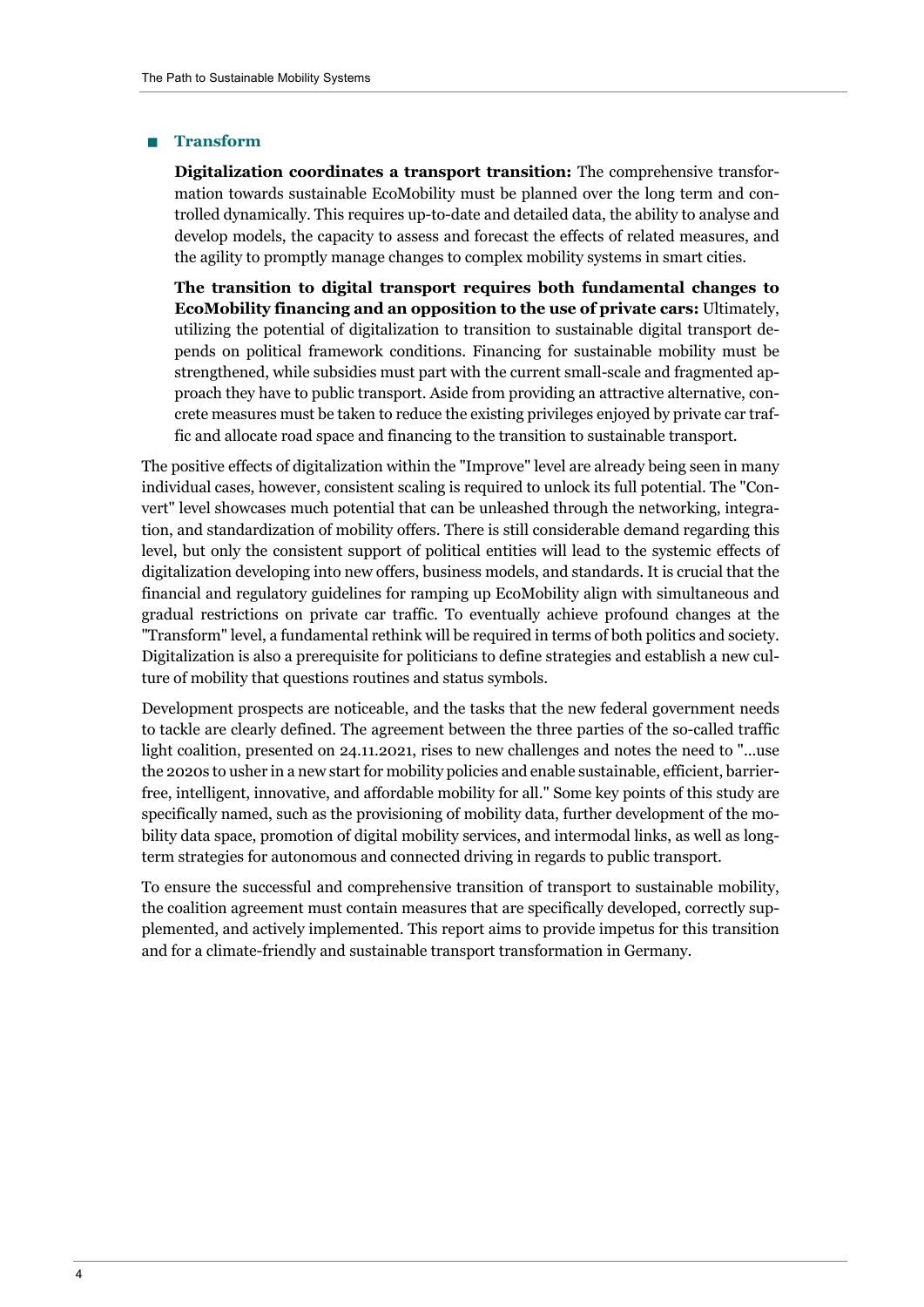- **Transform**

  **Digitalization coordinates a transport transition:** The comprehensive transformation towards sustainable EcoMobility must be planned over the long term and controlled dynamically. This requires up-to-date and detailed data, the ability to analyse and develop models, the capacity to assess and forecast the effects of related measures, and the agility to promptly manage changes to complex mobility systems in smart cities.

  **The transition to digital transport requires both fundamental changes to EcoMobility financing and an opposition to the use of private cars:** Ultimately, utilizing the potential of digitalization to transition to sustainable digital transport depends on political framework conditions. Financing for sustainable mobility must be strengthened, while subsidies must part with the current small-scale and fragmented approach they have to public transport. Aside from providing an attractive alternative, concrete measures must be taken to reduce the existing privileges enjoyed by private car traffic and allocate road space and financing to the transition to sustainable transport.

The positive effects of digitalization within the "Improve" level are already being seen in many individual cases, however, consistent scaling is required to unlock its full potential. The "Convert" level showcases much potential that can be unleashed through the networking, integration, and standardization of mobility offers. There is still considerable demand regarding this level, but only the consistent support of political entities will lead to the systemic effects of digitalization developing into new offers, business models, and standards. It is crucial that the financial and regulatory guidelines for ramping up EcoMobility align with simultaneous and gradual restrictions on private car traffic. To eventually achieve profound changes at the "Transform" level, a fundamental rethink will be required in terms of both politics and society. Digitalization is also a prerequisite for politicians to define strategies and establish a new culture of mobility that questions routines and status symbols.

Development prospects are noticeable, and the tasks that the new federal government needs to tackle are clearly defined. The agreement between the three parties of the so-called traffic light coalition, presented on 24.11.2021, rises to new challenges and notes the need to "...use the 2020s to usher in a new start for mobility policies and enable sustainable, efficient, barrier-free, intelligent, innovative, and affordable mobility for all." Some key points of this study are specifically named, such as the provisioning of mobility data, further development of the mobility data space, promotion of digital mobility services, and intermodal links, as well as long-term strategies for autonomous and connected driving in regards to public transport.

To ensure the successful and comprehensive transition of transport to sustainable mobility, the coalition agreement must contain measures that are specifically developed, correctly supplemented, and actively implemented. This report aims to provide impetus for this transition and for a climate-friendly and sustainable transport transformation in Germany.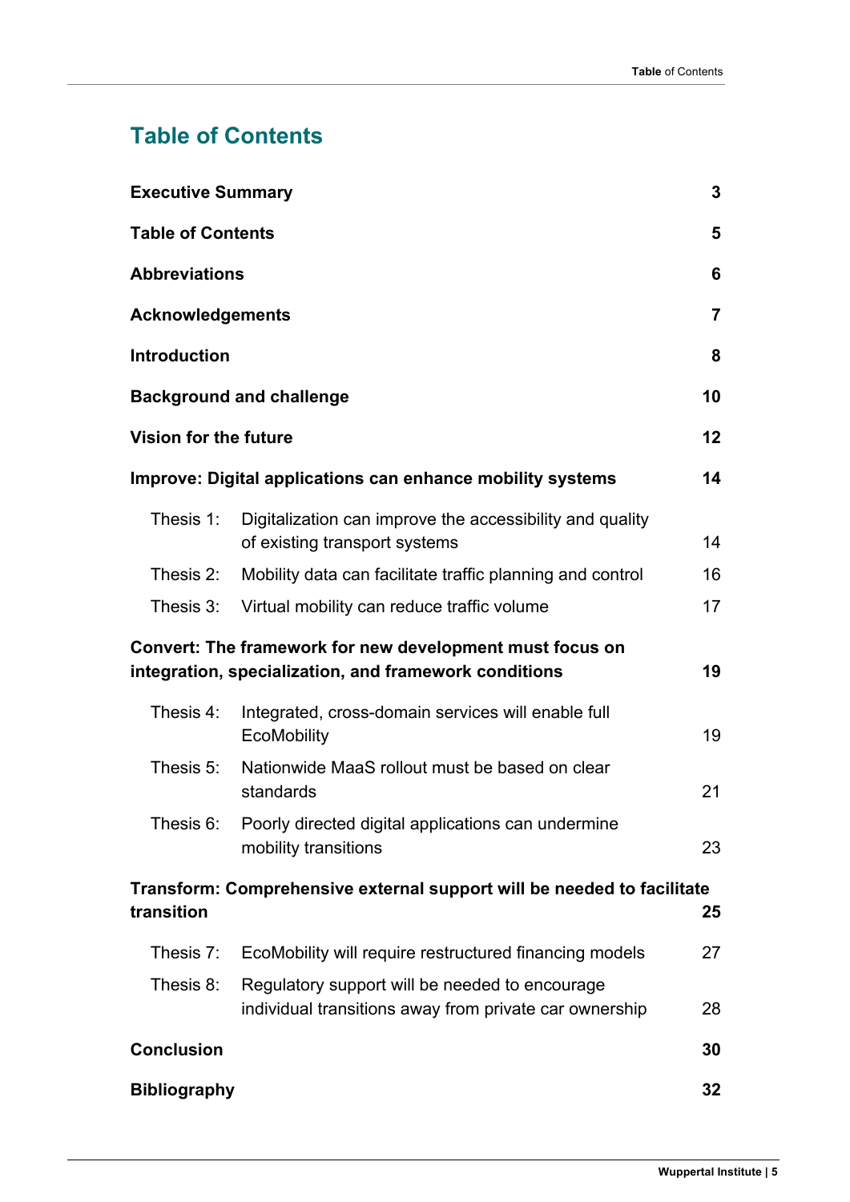# Table of Contents

| | | |
|---|---|---|
| **Executive Summary** | | **3** |
| **Table of Contents** | | **5** |
| **Abbreviations** | | **6** |
| **Acknowledgements** | | **7** |
| **Introduction** | | **8** |
| **Background and challenge** | | **10** |
| **Vision for the future** | | **12** |
| **Improve: Digital applications can enhance mobility systems** | | **14** |
| Thesis 1: | Digitalization can improve the accessibility and quality of existing transport systems | 14 |
| Thesis 2: | Mobility data can facilitate traffic planning and control | 16 |
| Thesis 3: | Virtual mobility can reduce traffic volume | 17 |
| **Convert: The framework for new development must focus on integration, specialization, and framework conditions** | | **19** |
| Thesis 4: | Integrated, cross-domain services will enable full EcoMobility | 19 |
| Thesis 5: | Nationwide MaaS rollout must be based on clear standards | 21 |
| Thesis 6: | Poorly directed digital applications can undermine mobility transitions | 23 |
| **Transform: Comprehensive external support will be needed to facilitate transition** | | **25** |
| Thesis 7: | EcoMobility will require restructured financing models | 27 |
| Thesis 8: | Regulatory support will be needed to encourage individual transitions away from private car ownership | 28 |
| **Conclusion** | | **30** |
| **Bibliography** | | **32** |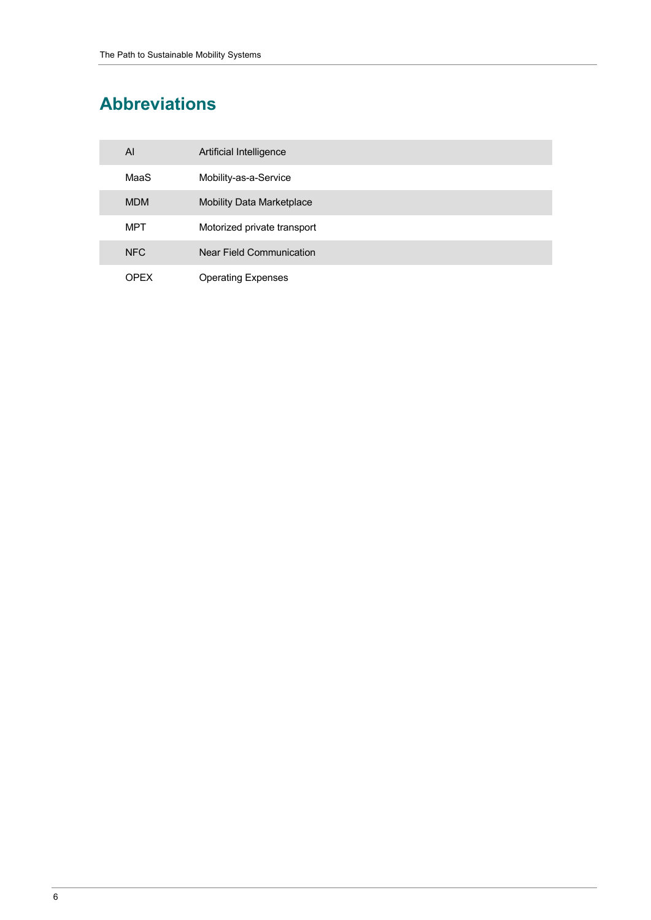# Abbreviations

| | |
|---|---|
| AI | Artificial Intelligence |
| MaaS | Mobility-as-a-Service |
| MDM | Mobility Data Marketplace |
| MPT | Motorized private transport |
| NFC | Near Field Communication |
| OPEX | Operating Expenses |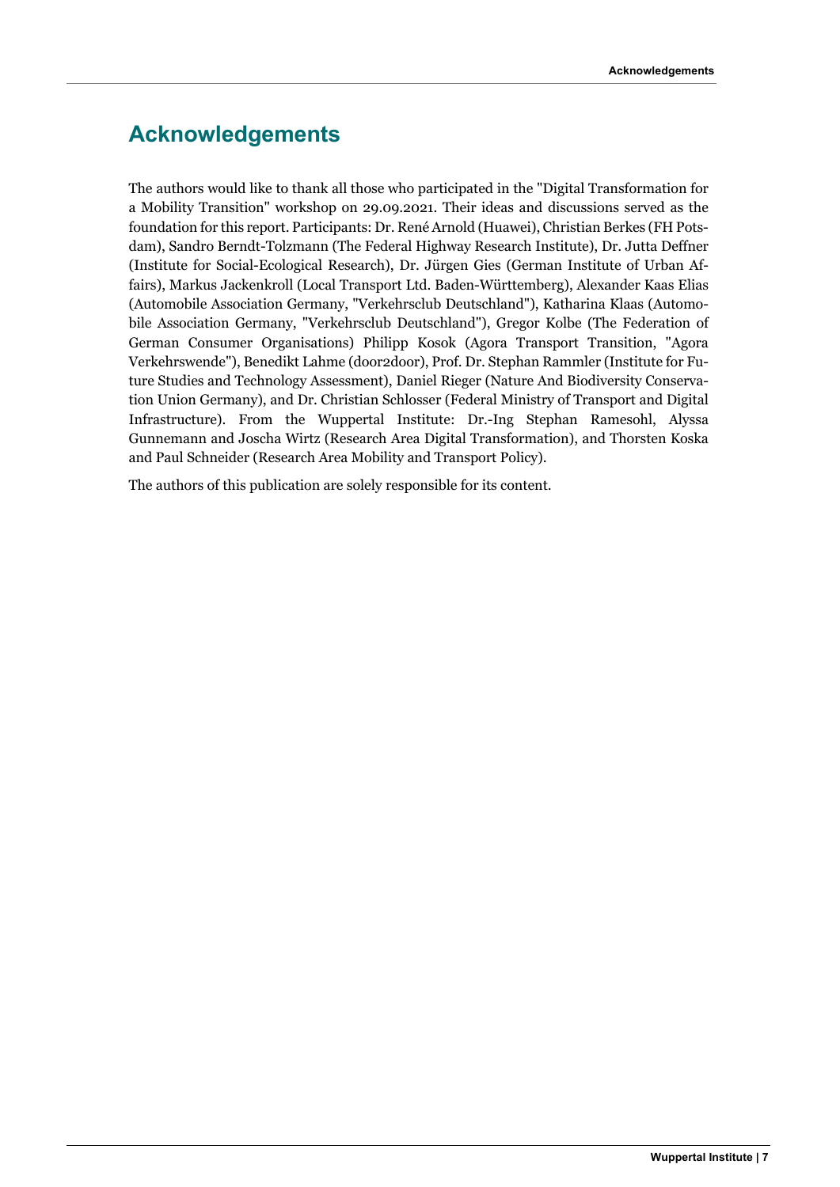# Acknowledgements

The authors would like to thank all those who participated in the "Digital Transformation for a Mobility Transition" workshop on 29.09.2021. Their ideas and discussions served as the foundation for this report. Participants: Dr. René Arnold (Huawei), Christian Berkes (FH Potsdam), Sandro Berndt-Tolzmann (The Federal Highway Research Institute), Dr. Jutta Deffner (Institute for Social-Ecological Research), Dr. Jürgen Gies (German Institute of Urban Affairs), Markus Jackenkroll (Local Transport Ltd. Baden-Württemberg), Alexander Kaas Elias (Automobile Association Germany, "Verkehrsclub Deutschland"), Katharina Klaas (Automobile Association Germany, "Verkehrsclub Deutschland"), Gregor Kolbe (The Federation of German Consumer Organisations) Philipp Kosok (Agora Transport Transition, "Agora Verkehrswende"), Benedikt Lahme (door2door), Prof. Dr. Stephan Rammler (Institute for Future Studies and Technology Assessment), Daniel Rieger (Nature And Biodiversity Conservation Union Germany), and Dr. Christian Schlosser (Federal Ministry of Transport and Digital Infrastructure). From the Wuppertal Institute: Dr.-Ing Stephan Ramesohl, Alyssa Gunnemann and Joscha Wirtz (Research Area Digital Transformation), and Thorsten Koska and Paul Schneider (Research Area Mobility and Transport Policy).

The authors of this publication are solely responsible for its content.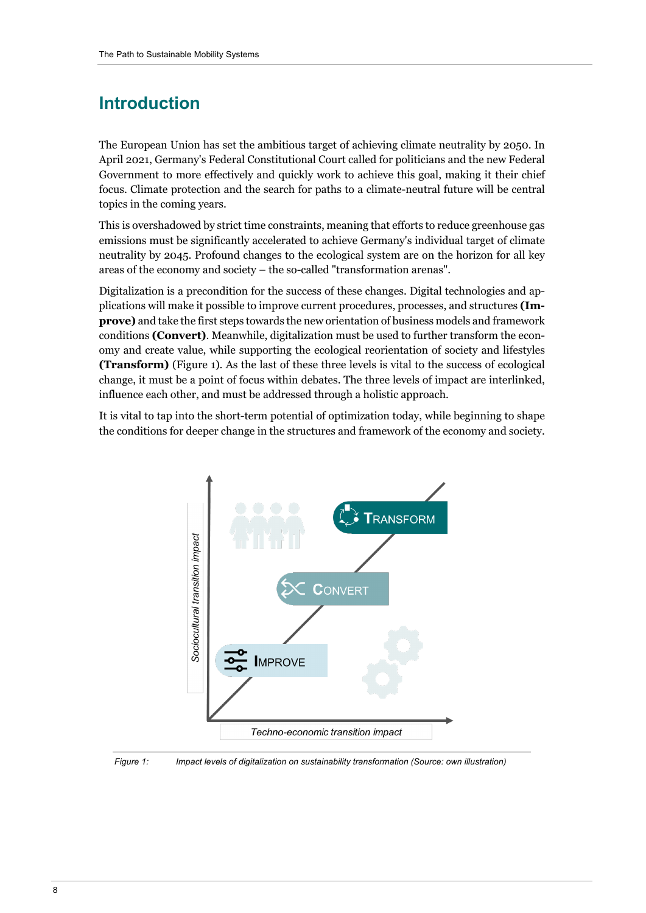# Introduction

The European Union has set the ambitious target of achieving climate neutrality by 2050. In April 2021, Germany's Federal Constitutional Court called for politicians and the new Federal Government to more effectively and quickly work to achieve this goal, making it their chief focus. Climate protection and the search for paths to a climate-neutral future will be central topics in the coming years.

This is overshadowed by strict time constraints, meaning that efforts to reduce greenhouse gas emissions must be significantly accelerated to achieve Germany's individual target of climate neutrality by 2045. Profound changes to the ecological system are on the horizon for all key areas of the economy and society – the so-called "transformation arenas".

Digitalization is a precondition for the success of these changes. Digital technologies and applications will make it possible to improve current procedures, processes, and structures **(Improve)** and take the first steps towards the new orientation of business models and framework conditions **(Convert)**. Meanwhile, digitalization must be used to further transform the economy and create value, while supporting the ecological reorientation of society and lifestyles **(Transform)** (Figure 1). As the last of these three levels is vital to the success of ecological change, it must be a point of focus within debates. The three levels of impact are interlinked, influence each other, and must be addressed through a holistic approach.

It is vital to tap into the short-term potential of optimization today, while beginning to shape the conditions for deeper change in the structures and framework of the economy and society.

Sociocultural transition impact

TRANSFORM

CONVERT

IMPROVE

Techno-economic transition impact

*Figure 1: Impact levels of digitalization on sustainability transformation (Source: own illustration)*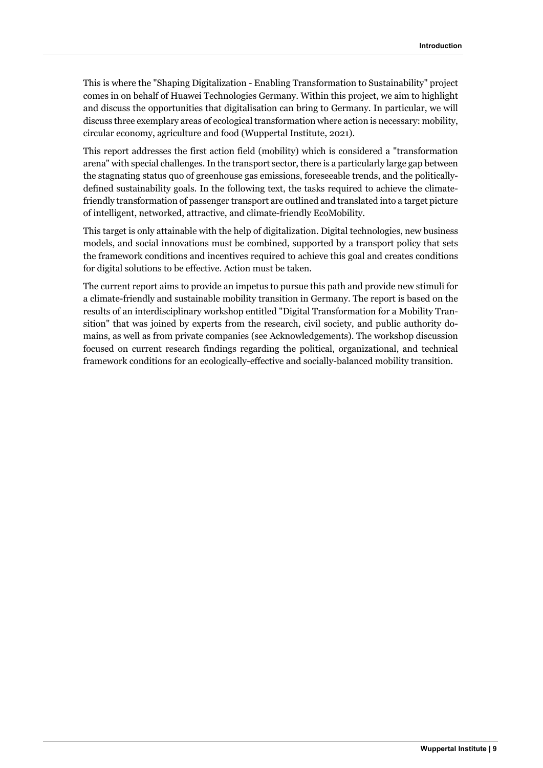This is where the "Shaping Digitalization - Enabling Transformation to Sustainability" project comes in on behalf of Huawei Technologies Germany. Within this project, we aim to highlight and discuss the opportunities that digitalisation can bring to Germany. In particular, we will discuss three exemplary areas of ecological transformation where action is necessary: mobility, circular economy, agriculture and food (Wuppertal Institute, 2021).

This report addresses the first action field (mobility) which is considered a "transformation arena" with special challenges. In the transport sector, there is a particularly large gap between the stagnating status quo of greenhouse gas emissions, foreseeable trends, and the politically-defined sustainability goals. In the following text, the tasks required to achieve the climate-friendly transformation of passenger transport are outlined and translated into a target picture of intelligent, networked, attractive, and climate-friendly EcoMobility.

This target is only attainable with the help of digitalization. Digital technologies, new business models, and social innovations must be combined, supported by a transport policy that sets the framework conditions and incentives required to achieve this goal and creates conditions for digital solutions to be effective. Action must be taken.

The current report aims to provide an impetus to pursue this path and provide new stimuli for a climate-friendly and sustainable mobility transition in Germany. The report is based on the results of an interdisciplinary workshop entitled "Digital Transformation for a Mobility Transition" that was joined by experts from the research, civil society, and public authority domains, as well as from private companies (see Acknowledgements). The workshop discussion focused on current research findings regarding the political, organizational, and technical framework conditions for an ecologically-effective and socially-balanced mobility transition.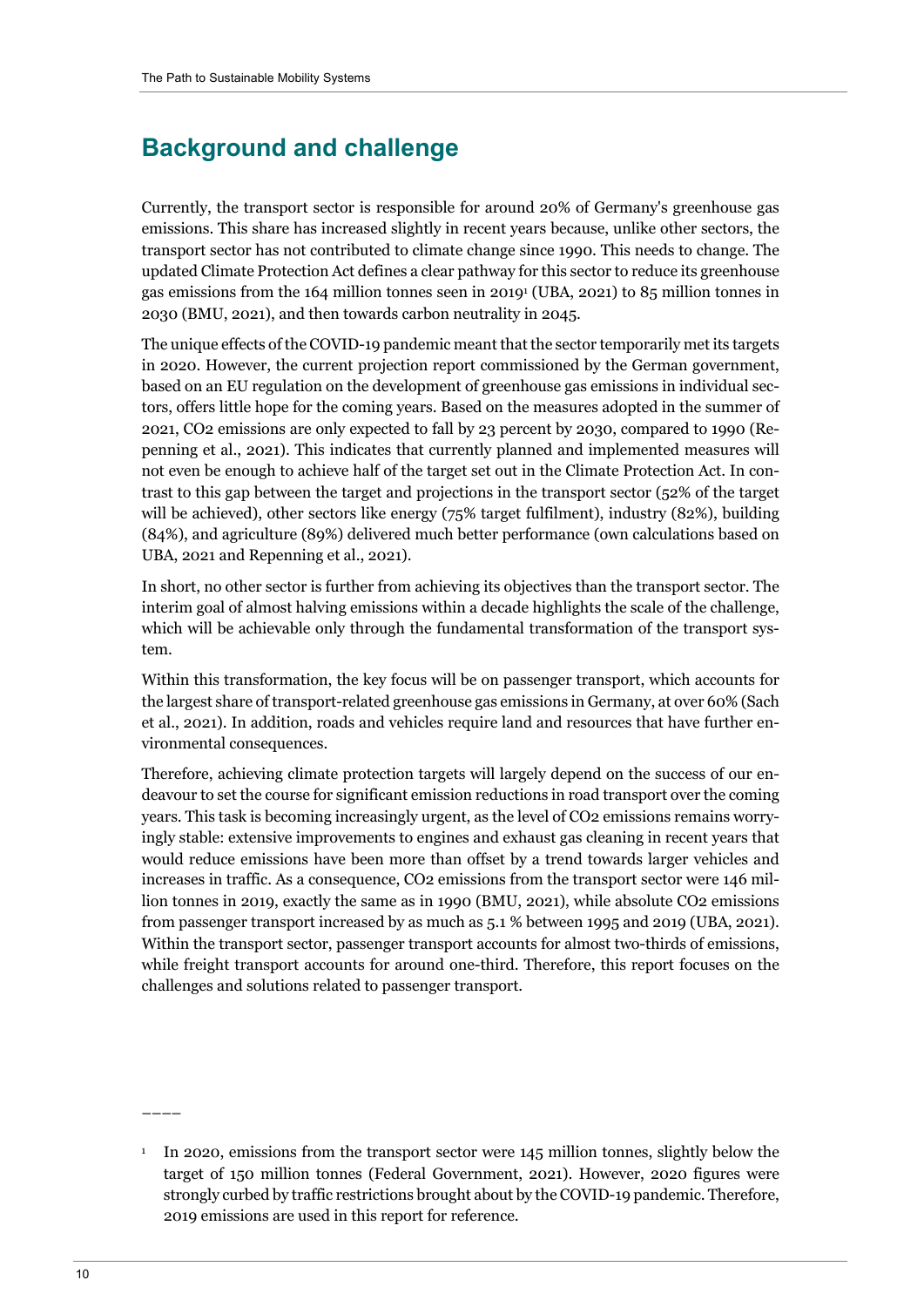## Background and challenge

Currently, the transport sector is responsible for around 20% of Germany's greenhouse gas emissions. This share has increased slightly in recent years because, unlike other sectors, the transport sector has not contributed to climate change since 1990. This needs to change. The updated Climate Protection Act defines a clear pathway for this sector to reduce its greenhouse gas emissions from the 164 million tonnes seen in 2019[1] (UBA, 2021) to 85 million tonnes in 2030 (BMU, 2021), and then towards carbon neutrality in 2045.

The unique effects of the COVID-19 pandemic meant that the sector temporarily met its targets in 2020. However, the current projection report commissioned by the German government, based on an EU regulation on the development of greenhouse gas emissions in individual sectors, offers little hope for the coming years. Based on the measures adopted in the summer of 2021, $CO_2$ emissions are only expected to fall by 23 percent by 2030, compared to 1990 (Repenning et al., 2021). This indicates that currently planned and implemented measures will not even be enough to achieve half of the target set out in the Climate Protection Act. In contrast to this gap between the target and projections in the transport sector (52% of the target will be achieved), other sectors like energy (75% target fulfilment), industry (82%), building (84%), and agriculture (89%) delivered much better performance (own calculations based on UBA, 2021 and Repenning et al., 2021).

In short, no other sector is further from achieving its objectives than the transport sector. The interim goal of almost halving emissions within a decade highlights the scale of the challenge, which will be achievable only through the fundamental transformation of the transport system.

Within this transformation, the key focus will be on passenger transport, which accounts for the largest share of transport-related greenhouse gas emissions in Germany, at over 60% (Sach et al., 2021). In addition, roads and vehicles require land and resources that have further environmental consequences.

Therefore, achieving climate protection targets will largely depend on the success of our endeavour to set the course for significant emission reductions in road transport over the coming years. This task is becoming increasingly urgent, as the level of $CO_2$ emissions remains worryingly stable: extensive improvements to engines and exhaust gas cleaning in recent years that would reduce emissions have been more than offset by a trend towards larger vehicles and increases in traffic. As a consequence, $CO_2$ emissions from the transport sector were 146 million tonnes in 2019, exactly the same as in 1990 (BMU, 2021), while absolute $CO_2$ emissions from passenger transport increased by as much as 5.1 % between 1995 and 2019 (UBA, 2021). Within the transport sector, passenger transport accounts for almost two-thirds of emissions, while freight transport accounts for around one-third. Therefore, this report focuses on the challenges and solutions related to passenger transport.

---

[1] In 2020, emissions from the transport sector were 145 million tonnes, slightly below the target of 150 million tonnes (Federal Government, 2021). However, 2020 figures were strongly curbed by traffic restrictions brought about by the COVID-19 pandemic. Therefore, 2019 emissions are used in this report for reference.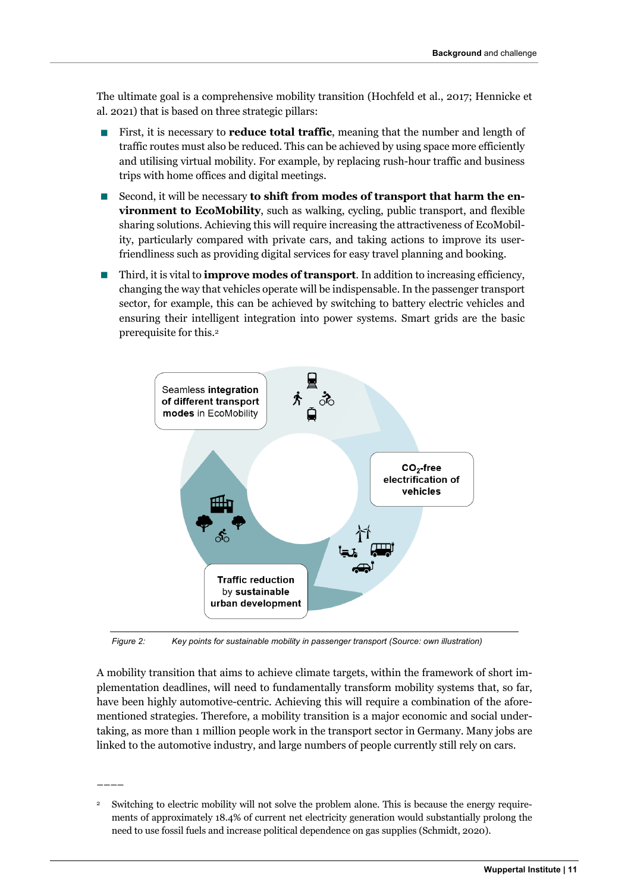The ultimate goal is a comprehensive mobility transition (Hochfeld et al., 2017; Hennicke et al. 2021) that is based on three strategic pillars:

- First, it is necessary to **reduce total traffic**, meaning that the number and length of traffic routes must also be reduced. This can be achieved by using space more efficiently and utilising virtual mobility. For example, by replacing rush-hour traffic and business trips with home offices and digital meetings.
- Second, it will be necessary **to shift from modes of transport that harm the environment to EcoMobility**, such as walking, cycling, public transport, and flexible sharing solutions. Achieving this will require increasing the attractiveness of EcoMobility, particularly compared with private cars, and taking actions to improve its user-friendliness such as providing digital services for easy travel planning and booking.
- Third, it is vital to **improve modes of transport**. In addition to increasing efficiency, changing the way that vehicles operate will be indispensable. In the passenger transport sector, for example, this can be achieved by switching to battery electric vehicles and ensuring their intelligent integration into power systems. Smart grids are the basic prerequisite for this.[2]

Seamless **integration of different transport modes** in EcoMobility

**$CO_2$-free electrification of vehicles**

**Traffic reduction** by **sustainable urban development**

*Figure 2: Key points for sustainable mobility in passenger transport (Source: own illustration)*

A mobility transition that aims to achieve climate targets, within the framework of short implementation deadlines, will need to fundamentally transform mobility systems that, so far, have been highly automotive-centric. Achieving this will require a combination of the aforementioned strategies. Therefore, a mobility transition is a major economic and social undertaking, as more than 1 million people work in the transport sector in Germany. Many jobs are linked to the automotive industry, and large numbers of people currently still rely on cars.

---

[2] Switching to electric mobility will not solve the problem alone. This is because the energy requirements of approximately 18.4% of current net electricity generation would substantially prolong the need to use fossil fuels and increase political dependence on gas supplies (Schmidt, 2020).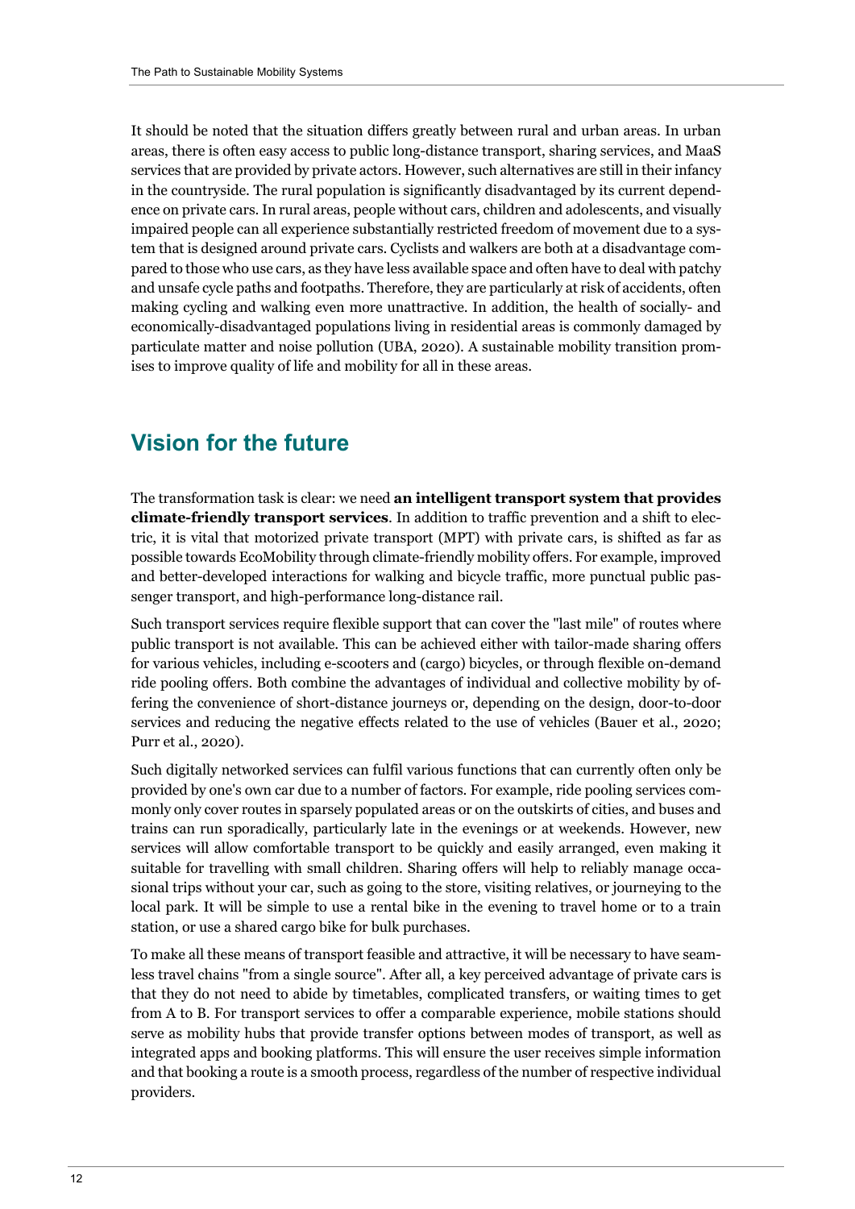It should be noted that the situation differs greatly between rural and urban areas. In urban areas, there is often easy access to public long-distance transport, sharing services, and MaaS services that are provided by private actors. However, such alternatives are still in their infancy in the countryside. The rural population is significantly disadvantaged by its current dependence on private cars. In rural areas, people without cars, children and adolescents, and visually impaired people can all experience substantially restricted freedom of movement due to a system that is designed around private cars. Cyclists and walkers are both at a disadvantage compared to those who use cars, as they have less available space and often have to deal with patchy and unsafe cycle paths and footpaths. Therefore, they are particularly at risk of accidents, often making cycling and walking even more unattractive. In addition, the health of socially- and economically-disadvantaged populations living in residential areas is commonly damaged by particulate matter and noise pollution (UBA, 2020). A sustainable mobility transition promises to improve quality of life and mobility for all in these areas.

## Vision for the future

The transformation task is clear: we need **an intelligent transport system that provides climate-friendly transport services**. In addition to traffic prevention and a shift to electric, it is vital that motorized private transport (MPT) with private cars, is shifted as far as possible towards EcoMobility through climate-friendly mobility offers. For example, improved and better-developed interactions for walking and bicycle traffic, more punctual public passenger transport, and high-performance long-distance rail.

Such transport services require flexible support that can cover the "last mile" of routes where public transport is not available. This can be achieved either with tailor-made sharing offers for various vehicles, including e-scooters and (cargo) bicycles, or through flexible on-demand ride pooling offers. Both combine the advantages of individual and collective mobility by offering the convenience of short-distance journeys or, depending on the design, door-to-door services and reducing the negative effects related to the use of vehicles (Bauer et al., 2020; Purr et al., 2020).

Such digitally networked services can fulfil various functions that can currently often only be provided by one's own car due to a number of factors. For example, ride pooling services commonly only cover routes in sparsely populated areas or on the outskirts of cities, and buses and trains can run sporadically, particularly late in the evenings or at weekends. However, new services will allow comfortable transport to be quickly and easily arranged, even making it suitable for travelling with small children. Sharing offers will help to reliably manage occasional trips without your car, such as going to the store, visiting relatives, or journeying to the local park. It will be simple to use a rental bike in the evening to travel home or to a train station, or use a shared cargo bike for bulk purchases.

To make all these means of transport feasible and attractive, it will be necessary to have seamless travel chains "from a single source". After all, a key perceived advantage of private cars is that they do not need to abide by timetables, complicated transfers, or waiting times to get from A to B. For transport services to offer a comparable experience, mobile stations should serve as mobility hubs that provide transfer options between modes of transport, as well as integrated apps and booking platforms. This will ensure the user receives simple information and that booking a route is a smooth process, regardless of the number of respective individual providers.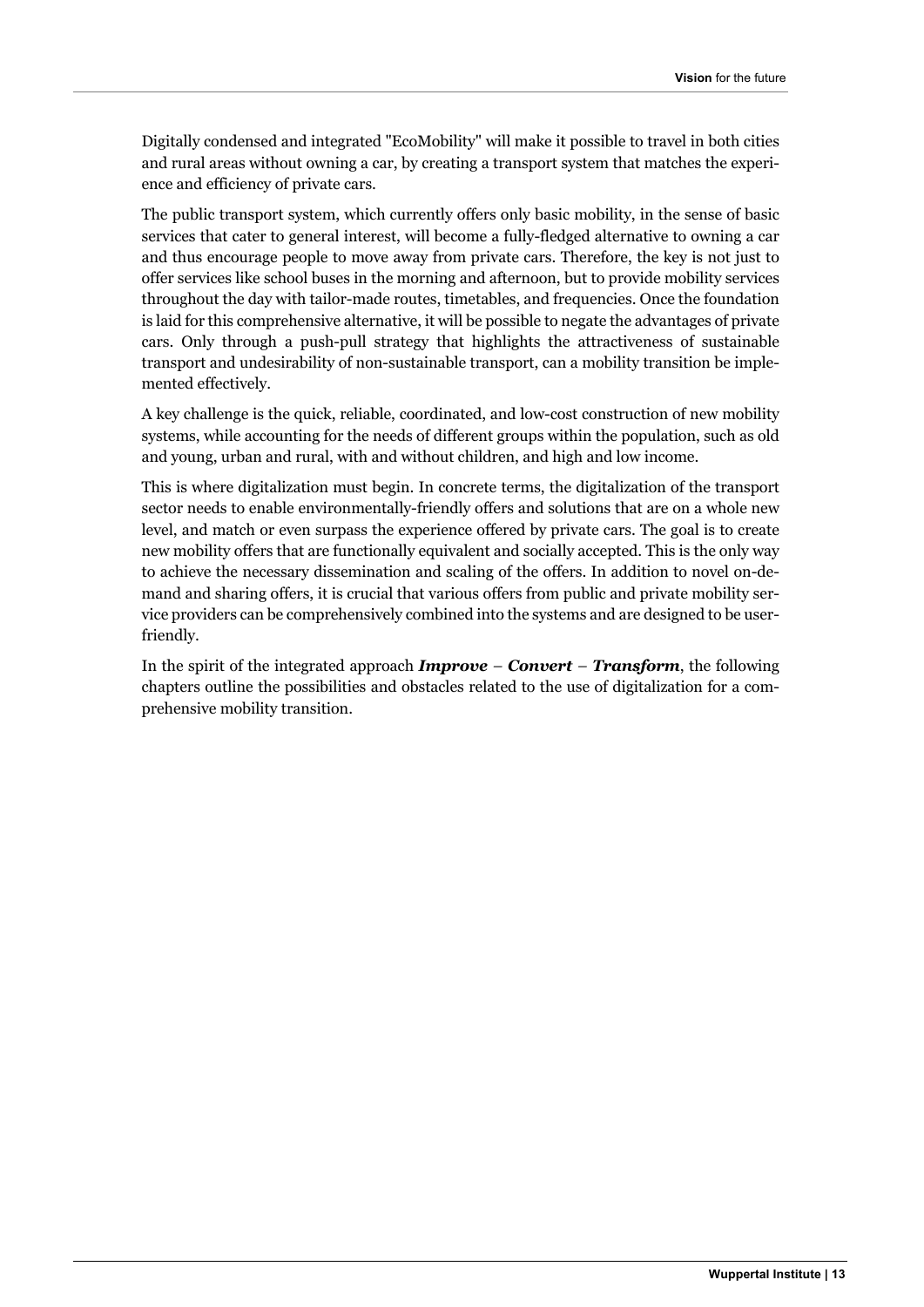Digitally condensed and integrated "EcoMobility" will make it possible to travel in both cities and rural areas without owning a car, by creating a transport system that matches the experience and efficiency of private cars.

The public transport system, which currently offers only basic mobility, in the sense of basic services that cater to general interest, will become a fully-fledged alternative to owning a car and thus encourage people to move away from private cars. Therefore, the key is not just to offer services like school buses in the morning and afternoon, but to provide mobility services throughout the day with tailor-made routes, timetables, and frequencies. Once the foundation is laid for this comprehensive alternative, it will be possible to negate the advantages of private cars. Only through a push-pull strategy that highlights the attractiveness of sustainable transport and undesirability of non-sustainable transport, can a mobility transition be implemented effectively.

A key challenge is the quick, reliable, coordinated, and low-cost construction of new mobility systems, while accounting for the needs of different groups within the population, such as old and young, urban and rural, with and without children, and high and low income.

This is where digitalization must begin. In concrete terms, the digitalization of the transport sector needs to enable environmentally-friendly offers and solutions that are on a whole new level, and match or even surpass the experience offered by private cars. The goal is to create new mobility offers that are functionally equivalent and socially accepted. This is the only way to achieve the necessary dissemination and scaling of the offers. In addition to novel on-demand and sharing offers, it is crucial that various offers from public and private mobility service providers can be comprehensively combined into the systems and are designed to be user-friendly.

In the spirit of the integrated approach ***Improve*** – ***Convert*** – ***Transform***, the following chapters outline the possibilities and obstacles related to the use of digitalization for a comprehensive mobility transition.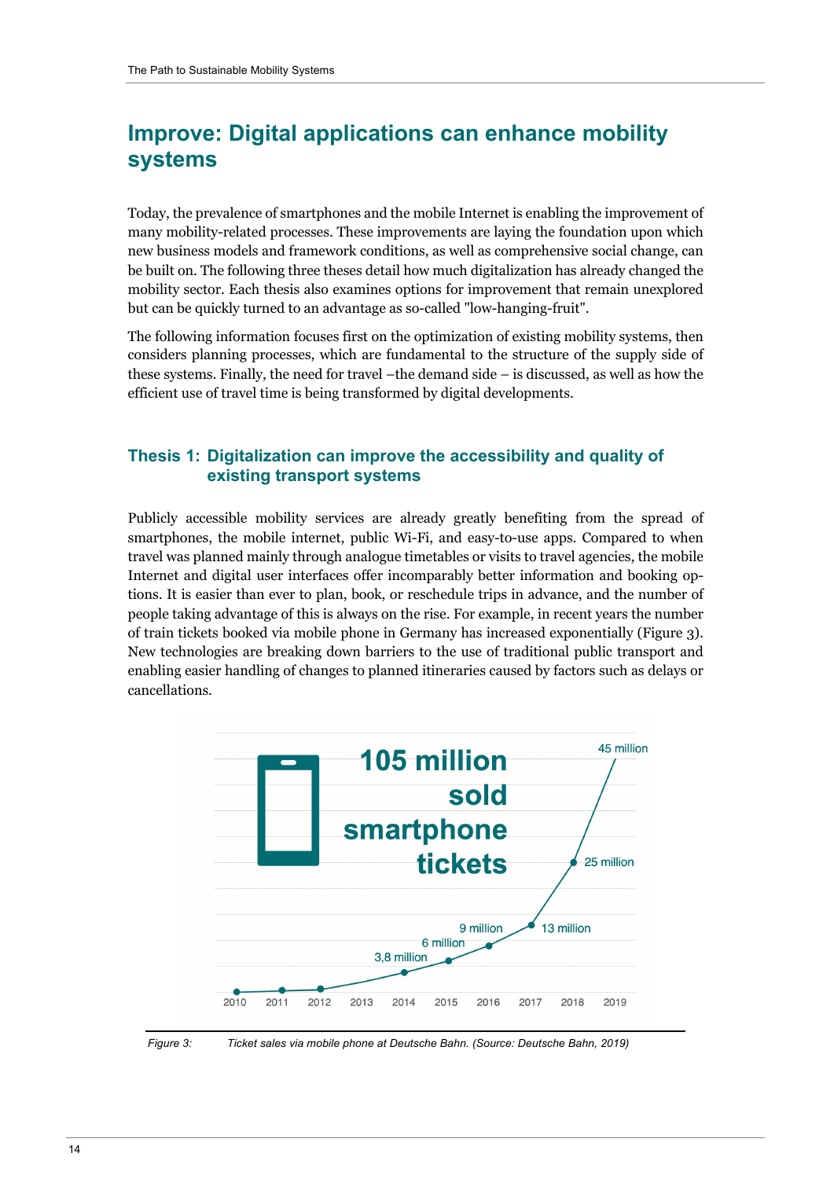## Improve: Digital applications can enhance mobility systems

Today, the prevalence of smartphones and the mobile Internet is enabling the improvement of many mobility-related processes. These improvements are laying the foundation upon which new business models and framework conditions, as well as comprehensive social change, can be built on. The following three theses detail how much digitalization has already changed the mobility sector. Each thesis also examines options for improvement that remain unexplored but can be quickly turned to an advantage as so-called "low-hanging-fruit".

The following information focuses first on the optimization of existing mobility systems, then considers planning processes, which are fundamental to the structure of the supply side of these systems. Finally, the need for travel –the demand side – is discussed, as well as how the efficient use of travel time is being transformed by digital developments.

### Thesis 1: Digitalization can improve the accessibility and quality of existing transport systems

Publicly accessible mobility services are already greatly benefiting from the spread of smartphones, the mobile internet, public Wi-Fi, and easy-to-use apps. Compared to when travel was planned mainly through analogue timetables or visits to travel agencies, the mobile Internet and digital user interfaces offer incomparably better information and booking options. It is easier than ever to plan, book, or reschedule trips in advance, and the number of people taking advantage of this is always on the rise. For example, in recent years the number of train tickets booked via mobile phone in Germany has increased exponentially (Figure 3). New technologies are breaking down barriers to the use of traditional public transport and enabling easier handling of changes to planned itineraries caused by factors such as delays or cancellations.

**105 million sold smartphone tickets**

| Year | Tickets |
|---|---|
| 2010 | |
| 2011 | |
| 2012 | |
| 2013 | |
| 2014 | 3,8 million |
| 2015 | 6 million |
| 2016 | 9 million |
| 2017 | 13 million |
| 2018 | 25 million |
| 2019 | 45 million |

*Figure 3: Ticket sales via mobile phone at Deutsche Bahn. (Source: Deutsche Bahn, 2019)*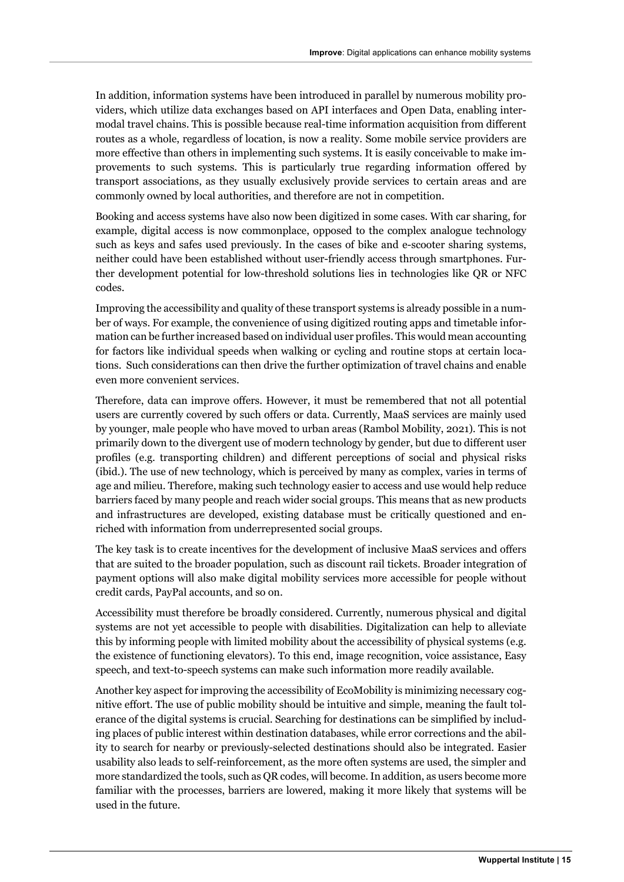In addition, information systems have been introduced in parallel by numerous mobility providers, which utilize data exchanges based on API interfaces and Open Data, enabling intermodal travel chains. This is possible because real-time information acquisition from different routes as a whole, regardless of location, is now a reality. Some mobile service providers are more effective than others in implementing such systems. It is easily conceivable to make improvements to such systems. This is particularly true regarding information offered by transport associations, as they usually exclusively provide services to certain areas and are commonly owned by local authorities, and therefore are not in competition.

Booking and access systems have also now been digitized in some cases. With car sharing, for example, digital access is now commonplace, opposed to the complex analogue technology such as keys and safes used previously. In the cases of bike and e-scooter sharing systems, neither could have been established without user-friendly access through smartphones. Further development potential for low-threshold solutions lies in technologies like QR or NFC codes.

Improving the accessibility and quality of these transport systems is already possible in a number of ways. For example, the convenience of using digitized routing apps and timetable information can be further increased based on individual user profiles. This would mean accounting for factors like individual speeds when walking or cycling and routine stops at certain locations. Such considerations can then drive the further optimization of travel chains and enable even more convenient services.

Therefore, data can improve offers. However, it must be remembered that not all potential users are currently covered by such offers or data. Currently, MaaS services are mainly used by younger, male people who have moved to urban areas (Rambol Mobility, 2021). This is not primarily down to the divergent use of modern technology by gender, but due to different user profiles (e.g. transporting children) and different perceptions of social and physical risks (ibid.). The use of new technology, which is perceived by many as complex, varies in terms of age and milieu. Therefore, making such technology easier to access and use would help reduce barriers faced by many people and reach wider social groups. This means that as new products and infrastructures are developed, existing database must be critically questioned and enriched with information from underrepresented social groups.

The key task is to create incentives for the development of inclusive MaaS services and offers that are suited to the broader population, such as discount rail tickets. Broader integration of payment options will also make digital mobility services more accessible for people without credit cards, PayPal accounts, and so on.

Accessibility must therefore be broadly considered. Currently, numerous physical and digital systems are not yet accessible to people with disabilities. Digitalization can help to alleviate this by informing people with limited mobility about the accessibility of physical systems (e.g. the existence of functioning elevators). To this end, image recognition, voice assistance, Easy speech, and text-to-speech systems can make such information more readily available.

Another key aspect for improving the accessibility of EcoMobility is minimizing necessary cognitive effort. The use of public mobility should be intuitive and simple, meaning the fault tolerance of the digital systems is crucial. Searching for destinations can be simplified by including places of public interest within destination databases, while error corrections and the ability to search for nearby or previously-selected destinations should also be integrated. Easier usability also leads to self-reinforcement, as the more often systems are used, the simpler and more standardized the tools, such as QR codes, will become. In addition, as users become more familiar with the processes, barriers are lowered, making it more likely that systems will be used in the future.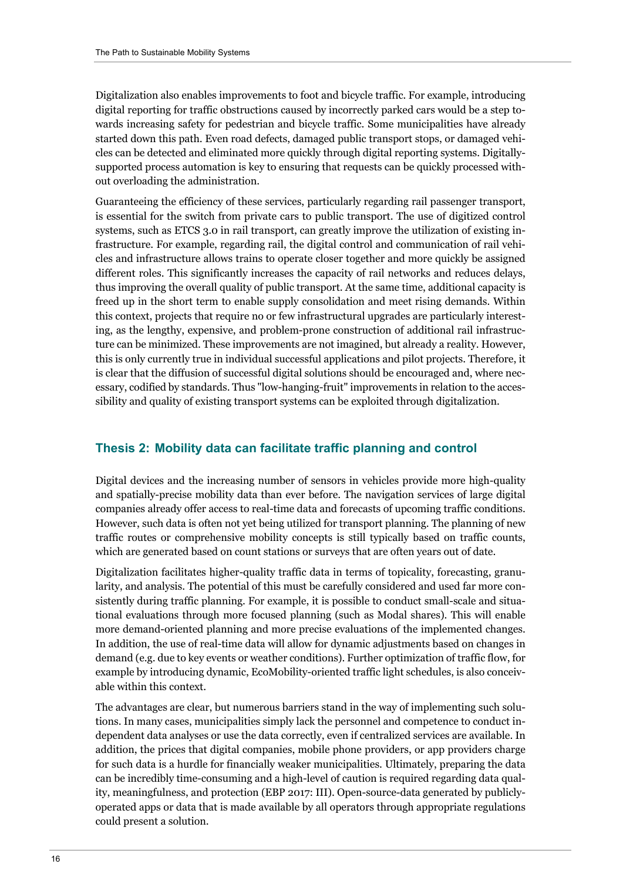Digitalization also enables improvements to foot and bicycle traffic. For example, introducing digital reporting for traffic obstructions caused by incorrectly parked cars would be a step towards increasing safety for pedestrian and bicycle traffic. Some municipalities have already started down this path. Even road defects, damaged public transport stops, or damaged vehicles can be detected and eliminated more quickly through digital reporting systems. Digitally-supported process automation is key to ensuring that requests can be quickly processed without overloading the administration.

Guaranteeing the efficiency of these services, particularly regarding rail passenger transport, is essential for the switch from private cars to public transport. The use of digitized control systems, such as ETCS 3.0 in rail transport, can greatly improve the utilization of existing infrastructure. For example, regarding rail, the digital control and communication of rail vehicles and infrastructure allows trains to operate closer together and more quickly be assigned different roles. This significantly increases the capacity of rail networks and reduces delays, thus improving the overall quality of public transport. At the same time, additional capacity is freed up in the short term to enable supply consolidation and meet rising demands. Within this context, projects that require no or few infrastructural upgrades are particularly interesting, as the lengthy, expensive, and problem-prone construction of additional rail infrastructure can be minimized. These improvements are not imagined, but already a reality. However, this is only currently true in individual successful applications and pilot projects. Therefore, it is clear that the diffusion of successful digital solutions should be encouraged and, where necessary, codified by standards. Thus "low-hanging-fruit" improvements in relation to the accessibility and quality of existing transport systems can be exploited through digitalization.

## Thesis 2: Mobility data can facilitate traffic planning and control

Digital devices and the increasing number of sensors in vehicles provide more high-quality and spatially-precise mobility data than ever before. The navigation services of large digital companies already offer access to real-time data and forecasts of upcoming traffic conditions. However, such data is often not yet being utilized for transport planning. The planning of new traffic routes or comprehensive mobility concepts is still typically based on traffic counts, which are generated based on count stations or surveys that are often years out of date.

Digitalization facilitates higher-quality traffic data in terms of topicality, forecasting, granularity, and analysis. The potential of this must be carefully considered and used far more consistently during traffic planning. For example, it is possible to conduct small-scale and situational evaluations through more focused planning (such as Modal shares). This will enable more demand-oriented planning and more precise evaluations of the implemented changes. In addition, the use of real-time data will allow for dynamic adjustments based on changes in demand (e.g. due to key events or weather conditions). Further optimization of traffic flow, for example by introducing dynamic, EcoMobility-oriented traffic light schedules, is also conceivable within this context.

The advantages are clear, but numerous barriers stand in the way of implementing such solutions. In many cases, municipalities simply lack the personnel and competence to conduct independent data analyses or use the data correctly, even if centralized services are available. In addition, the prices that digital companies, mobile phone providers, or app providers charge for such data is a hurdle for financially weaker municipalities. Ultimately, preparing the data can be incredibly time-consuming and a high-level of caution is required regarding data quality, meaningfulness, and protection (EBP 2017: III). Open-source-data generated by publicly-operated apps or data that is made available by all operators through appropriate regulations could present a solution.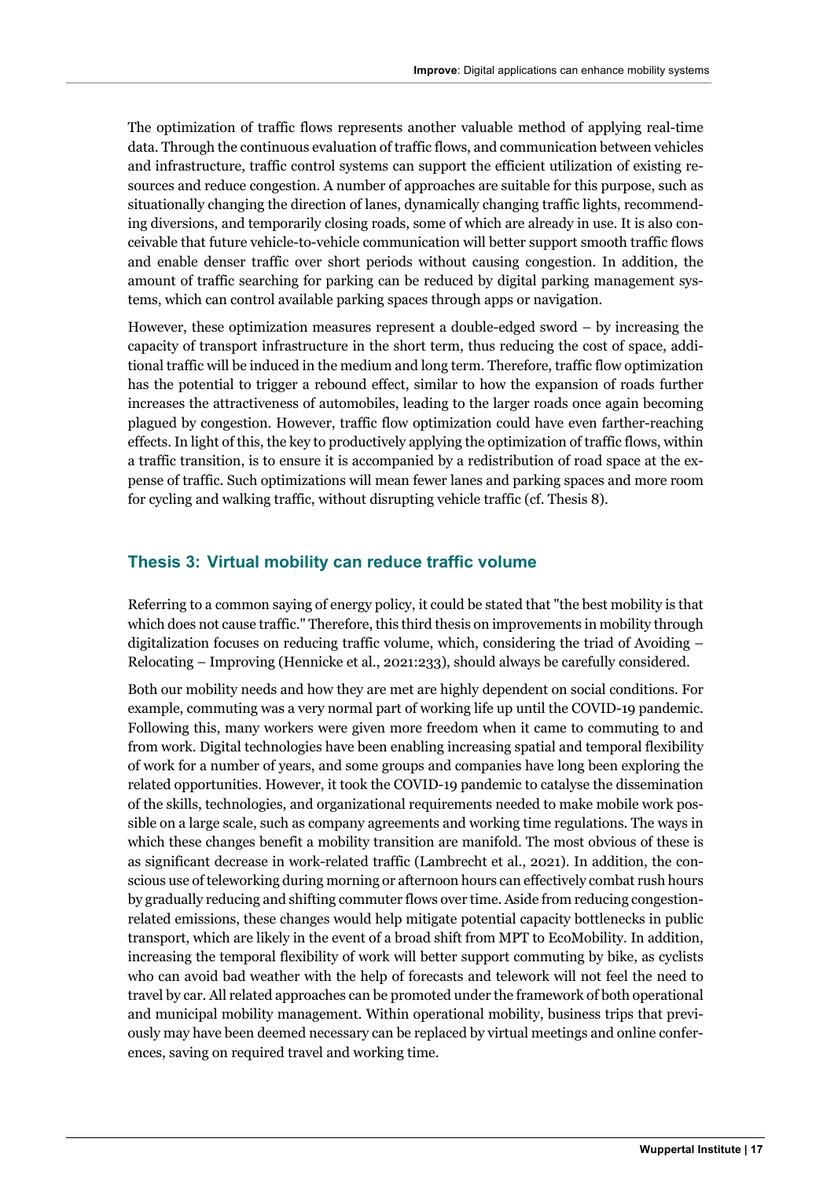The optimization of traffic flows represents another valuable method of applying real-time data. Through the continuous evaluation of traffic flows, and communication between vehicles and infrastructure, traffic control systems can support the efficient utilization of existing resources and reduce congestion. A number of approaches are suitable for this purpose, such as situationally changing the direction of lanes, dynamically changing traffic lights, recommending diversions, and temporarily closing roads, some of which are already in use. It is also conceivable that future vehicle-to-vehicle communication will better support smooth traffic flows and enable denser traffic over short periods without causing congestion. In addition, the amount of traffic searching for parking can be reduced by digital parking management systems, which can control available parking spaces through apps or navigation.

However, these optimization measures represent a double-edged sword – by increasing the capacity of transport infrastructure in the short term, thus reducing the cost of space, additional traffic will be induced in the medium and long term. Therefore, traffic flow optimization has the potential to trigger a rebound effect, similar to how the expansion of roads further increases the attractiveness of automobiles, leading to the larger roads once again becoming plagued by congestion. However, traffic flow optimization could have even farther-reaching effects. In light of this, the key to productively applying the optimization of traffic flows, within a traffic transition, is to ensure it is accompanied by a redistribution of road space at the expense of traffic. Such optimizations will mean fewer lanes and parking spaces and more room for cycling and walking traffic, without disrupting vehicle traffic (cf. Thesis 8).

## Thesis 3: Virtual mobility can reduce traffic volume

Referring to a common saying of energy policy, it could be stated that "the best mobility is that which does not cause traffic." Therefore, this third thesis on improvements in mobility through digitalization focuses on reducing traffic volume, which, considering the triad of Avoiding – Relocating – Improving (Hennicke et al., 2021:233), should always be carefully considered.

Both our mobility needs and how they are met are highly dependent on social conditions. For example, commuting was a very normal part of working life up until the COVID-19 pandemic. Following this, many workers were given more freedom when it came to commuting to and from work. Digital technologies have been enabling increasing spatial and temporal flexibility of work for a number of years, and some groups and companies have long been exploring the related opportunities. However, it took the COVID-19 pandemic to catalyse the dissemination of the skills, technologies, and organizational requirements needed to make mobile work possible on a large scale, such as company agreements and working time regulations. The ways in which these changes benefit a mobility transition are manifold. The most obvious of these is as significant decrease in work-related traffic (Lambrecht et al., 2021). In addition, the conscious use of teleworking during morning or afternoon hours can effectively combat rush hours by gradually reducing and shifting commuter flows over time. Aside from reducing congestion-related emissions, these changes would help mitigate potential capacity bottlenecks in public transport, which are likely in the event of a broad shift from MPT to EcoMobility. In addition, increasing the temporal flexibility of work will better support commuting by bike, as cyclists who can avoid bad weather with the help of forecasts and telework will not feel the need to travel by car. All related approaches can be promoted under the framework of both operational and municipal mobility management. Within operational mobility, business trips that previously may have been deemed necessary can be replaced by virtual meetings and online conferences, saving on required travel and working time.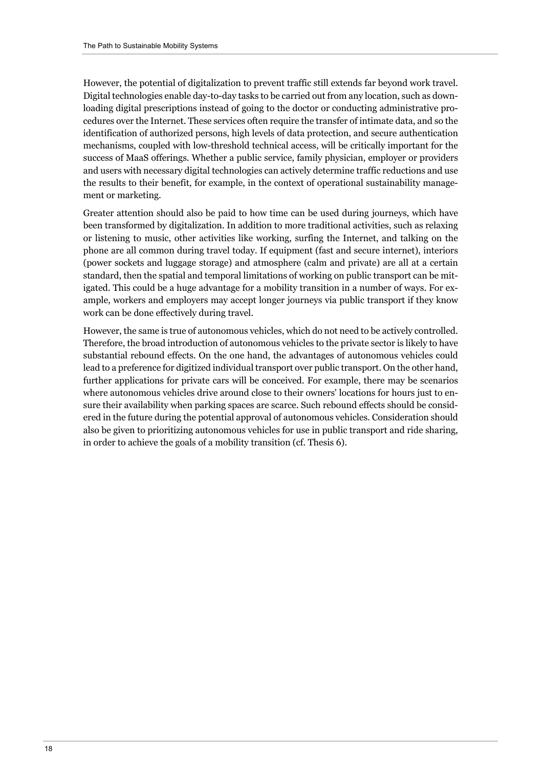However, the potential of digitalization to prevent traffic still extends far beyond work travel. Digital technologies enable day-to-day tasks to be carried out from any location, such as downloading digital prescriptions instead of going to the doctor or conducting administrative procedures over the Internet. These services often require the transfer of intimate data, and so the identification of authorized persons, high levels of data protection, and secure authentication mechanisms, coupled with low-threshold technical access, will be critically important for the success of MaaS offerings. Whether a public service, family physician, employer or providers and users with necessary digital technologies can actively determine traffic reductions and use the results to their benefit, for example, in the context of operational sustainability management or marketing.

Greater attention should also be paid to how time can be used during journeys, which have been transformed by digitalization. In addition to more traditional activities, such as relaxing or listening to music, other activities like working, surfing the Internet, and talking on the phone are all common during travel today. If equipment (fast and secure internet), interiors (power sockets and luggage storage) and atmosphere (calm and private) are all at a certain standard, then the spatial and temporal limitations of working on public transport can be mitigated. This could be a huge advantage for a mobility transition in a number of ways. For example, workers and employers may accept longer journeys via public transport if they know work can be done effectively during travel.

However, the same is true of autonomous vehicles, which do not need to be actively controlled. Therefore, the broad introduction of autonomous vehicles to the private sector is likely to have substantial rebound effects. On the one hand, the advantages of autonomous vehicles could lead to a preference for digitized individual transport over public transport. On the other hand, further applications for private cars will be conceived. For example, there may be scenarios where autonomous vehicles drive around close to their owners' locations for hours just to ensure their availability when parking spaces are scarce. Such rebound effects should be considered in the future during the potential approval of autonomous vehicles. Consideration should also be given to prioritizing autonomous vehicles for use in public transport and ride sharing, in order to achieve the goals of a mobility transition (cf. Thesis 6).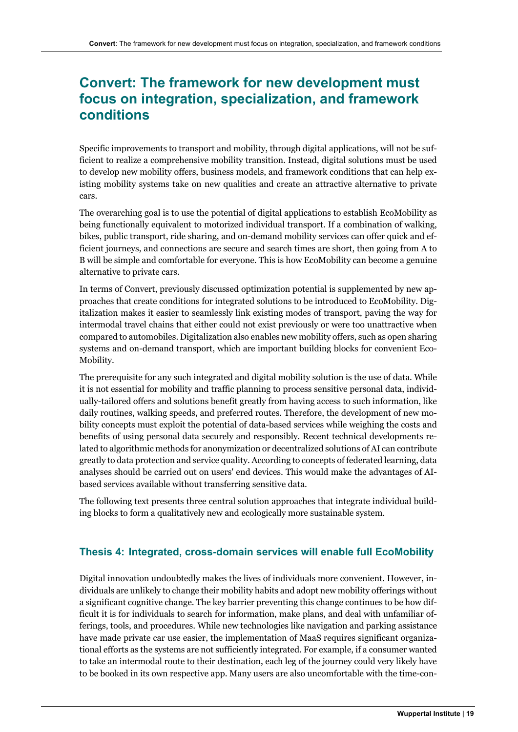# Convert: The framework for new development must focus on integration, specialization, and framework conditions

Specific improvements to transport and mobility, through digital applications, will not be sufficient to realize a comprehensive mobility transition. Instead, digital solutions must be used to develop new mobility offers, business models, and framework conditions that can help existing mobility systems take on new qualities and create an attractive alternative to private cars.

The overarching goal is to use the potential of digital applications to establish EcoMobility as being functionally equivalent to motorized individual transport. If a combination of walking, bikes, public transport, ride sharing, and on-demand mobility services can offer quick and efficient journeys, and connections are secure and search times are short, then going from A to B will be simple and comfortable for everyone. This is how EcoMobility can become a genuine alternative to private cars.

In terms of Convert, previously discussed optimization potential is supplemented by new approaches that create conditions for integrated solutions to be introduced to EcoMobility. Digitalization makes it easier to seamlessly link existing modes of transport, paving the way for intermodal travel chains that either could not exist previously or were too unattractive when compared to automobiles. Digitalization also enables new mobility offers, such as open sharing systems and on-demand transport, which are important building blocks for convenient EcoMobility.

The prerequisite for any such integrated and digital mobility solution is the use of data. While it is not essential for mobility and traffic planning to process sensitive personal data, individually-tailored offers and solutions benefit greatly from having access to such information, like daily routines, walking speeds, and preferred routes. Therefore, the development of new mobility concepts must exploit the potential of data-based services while weighing the costs and benefits of using personal data securely and responsibly. Recent technical developments related to algorithmic methods for anonymization or decentralized solutions of AI can contribute greatly to data protection and service quality. According to concepts of federated learning, data analyses should be carried out on users' end devices. This would make the advantages of AI-based services available without transferring sensitive data.

The following text presents three central solution approaches that integrate individual building blocks to form a qualitatively new and ecologically more sustainable system.

## Thesis 4: Integrated, cross-domain services will enable full EcoMobility

Digital innovation undoubtedly makes the lives of individuals more convenient. However, individuals are unlikely to change their mobility habits and adopt new mobility offerings without a significant cognitive change. The key barrier preventing this change continues to be how difficult it is for individuals to search for information, make plans, and deal with unfamiliar offerings, tools, and procedures. While new technologies like navigation and parking assistance have made private car use easier, the implementation of MaaS requires significant organizational efforts as the systems are not sufficiently integrated. For example, if a consumer wanted to take an intermodal route to their destination, each leg of the journey could very likely have to be booked in its own respective app. Many users are also uncomfortable with the time-con-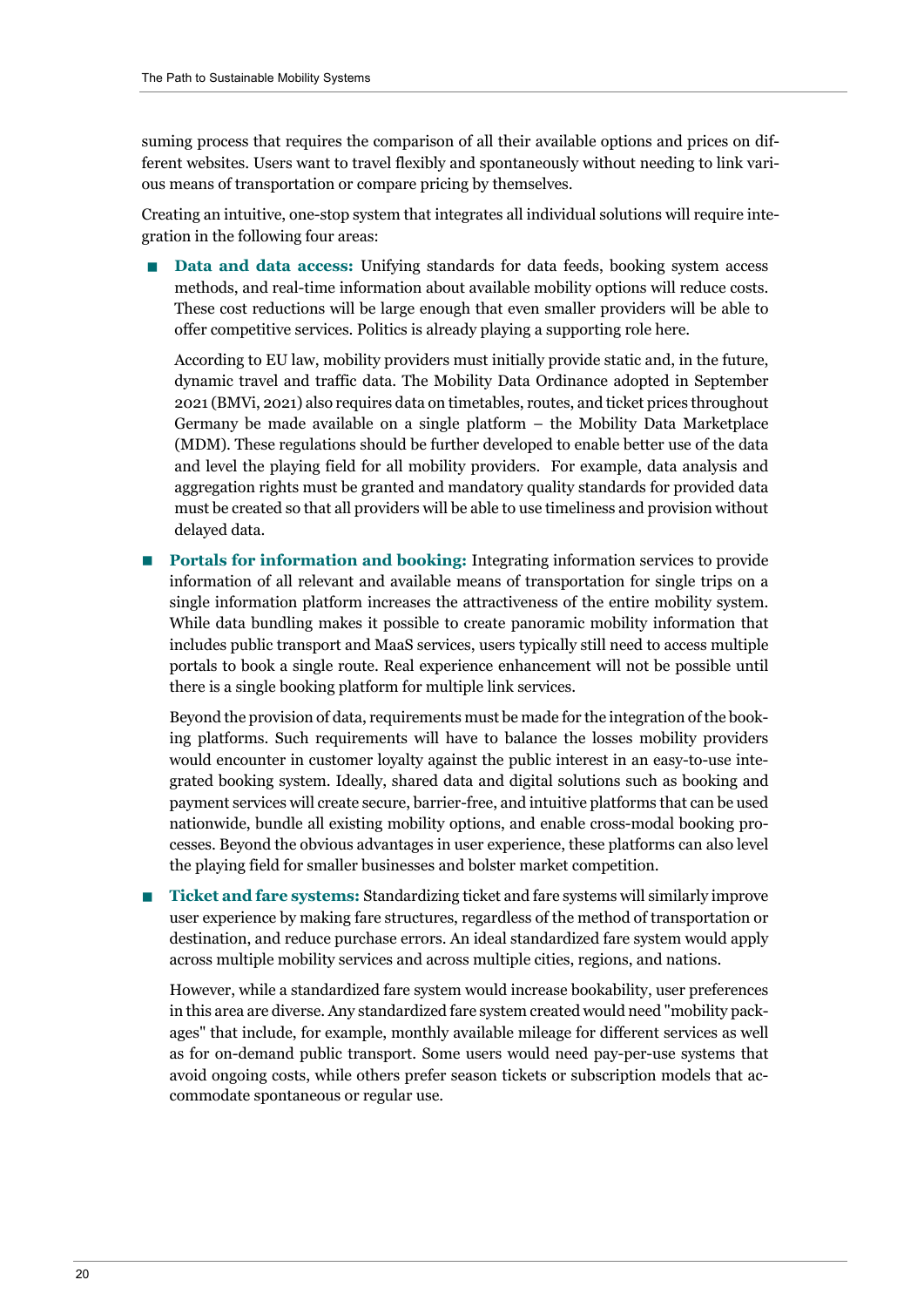suming process that requires the comparison of all their available options and prices on different websites. Users want to travel flexibly and spontaneously without needing to link various means of transportation or compare pricing by themselves.

Creating an intuitive, one-stop system that integrates all individual solutions will require integration in the following four areas:

- **Data and data access:** Unifying standards for data feeds, booking system access methods, and real-time information about available mobility options will reduce costs. These cost reductions will be large enough that even smaller providers will be able to offer competitive services. Politics is already playing a supporting role here.

  According to EU law, mobility providers must initially provide static and, in the future, dynamic travel and traffic data. The Mobility Data Ordinance adopted in September 2021 (BMVi, 2021) also requires data on timetables, routes, and ticket prices throughout Germany be made available on a single platform – the Mobility Data Marketplace (MDM). These regulations should be further developed to enable better use of the data and level the playing field for all mobility providers. For example, data analysis and aggregation rights must be granted and mandatory quality standards for provided data must be created so that all providers will be able to use timeliness and provision without delayed data.

- **Portals for information and booking:** Integrating information services to provide information of all relevant and available means of transportation for single trips on a single information platform increases the attractiveness of the entire mobility system. While data bundling makes it possible to create panoramic mobility information that includes public transport and MaaS services, users typically still need to access multiple portals to book a single route. Real experience enhancement will not be possible until there is a single booking platform for multiple link services.

  Beyond the provision of data, requirements must be made for the integration of the booking platforms. Such requirements will have to balance the losses mobility providers would encounter in customer loyalty against the public interest in an easy-to-use integrated booking system. Ideally, shared data and digital solutions such as booking and payment services will create secure, barrier-free, and intuitive platforms that can be used nationwide, bundle all existing mobility options, and enable cross-modal booking processes. Beyond the obvious advantages in user experience, these platforms can also level the playing field for smaller businesses and bolster market competition.

- **Ticket and fare systems:** Standardizing ticket and fare systems will similarly improve user experience by making fare structures, regardless of the method of transportation or destination, and reduce purchase errors. An ideal standardized fare system would apply across multiple mobility services and across multiple cities, regions, and nations.

  However, while a standardized fare system would increase bookability, user preferences in this area are diverse. Any standardized fare system created would need "mobility packages" that include, for example, monthly available mileage for different services as well as for on-demand public transport. Some users would need pay-per-use systems that avoid ongoing costs, while others prefer season tickets or subscription models that accommodate spontaneous or regular use.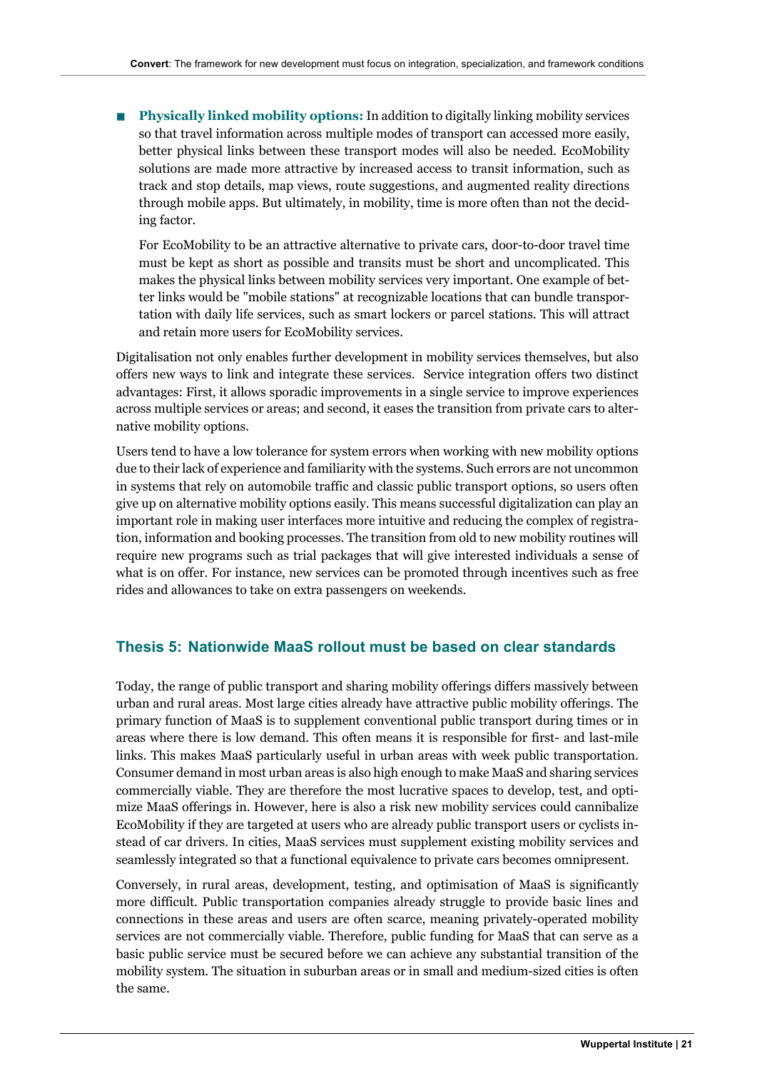- **Physically linked mobility options:** In addition to digitally linking mobility services so that travel information across multiple modes of transport can accessed more easily, better physical links between these transport modes will also be needed. EcoMobility solutions are made more attractive by increased access to transit information, such as track and stop details, map views, route suggestions, and augmented reality directions through mobile apps. But ultimately, in mobility, time is more often than not the deciding factor.

  For EcoMobility to be an attractive alternative to private cars, door-to-door travel time must be kept as short as possible and transits must be short and uncomplicated. This makes the physical links between mobility services very important. One example of better links would be "mobile stations" at recognizable locations that can bundle transportation with daily life services, such as smart lockers or parcel stations. This will attract and retain more users for EcoMobility services.

Digitalisation not only enables further development in mobility services themselves, but also offers new ways to link and integrate these services. Service integration offers two distinct advantages: First, it allows sporadic improvements in a single service to improve experiences across multiple services or areas; and second, it eases the transition from private cars to alternative mobility options.

Users tend to have a low tolerance for system errors when working with new mobility options due to their lack of experience and familiarity with the systems. Such errors are not uncommon in systems that rely on automobile traffic and classic public transport options, so users often give up on alternative mobility options easily. This means successful digitalization can play an important role in making user interfaces more intuitive and reducing the complex of registration, information and booking processes. The transition from old to new mobility routines will require new programs such as trial packages that will give interested individuals a sense of what is on offer. For instance, new services can be promoted through incentives such as free rides and allowances to take on extra passengers on weekends.

## Thesis 5: Nationwide MaaS rollout must be based on clear standards

Today, the range of public transport and sharing mobility offerings differs massively between urban and rural areas. Most large cities already have attractive public mobility offerings. The primary function of MaaS is to supplement conventional public transport during times or in areas where there is low demand. This often means it is responsible for first- and last-mile links. This makes MaaS particularly useful in urban areas with week public transportation. Consumer demand in most urban areas is also high enough to make MaaS and sharing services commercially viable. They are therefore the most lucrative spaces to develop, test, and optimize MaaS offerings in. However, here is also a risk new mobility services could cannibalize EcoMobility if they are targeted at users who are already public transport users or cyclists instead of car drivers. In cities, MaaS services must supplement existing mobility services and seamlessly integrated so that a functional equivalence to private cars becomes omnipresent.

Conversely, in rural areas, development, testing, and optimisation of MaaS is significantly more difficult. Public transportation companies already struggle to provide basic lines and connections in these areas and users are often scarce, meaning privately-operated mobility services are not commercially viable. Therefore, public funding for MaaS that can serve as a basic public service must be secured before we can achieve any substantial transition of the mobility system. The situation in suburban areas or in small and medium-sized cities is often the same.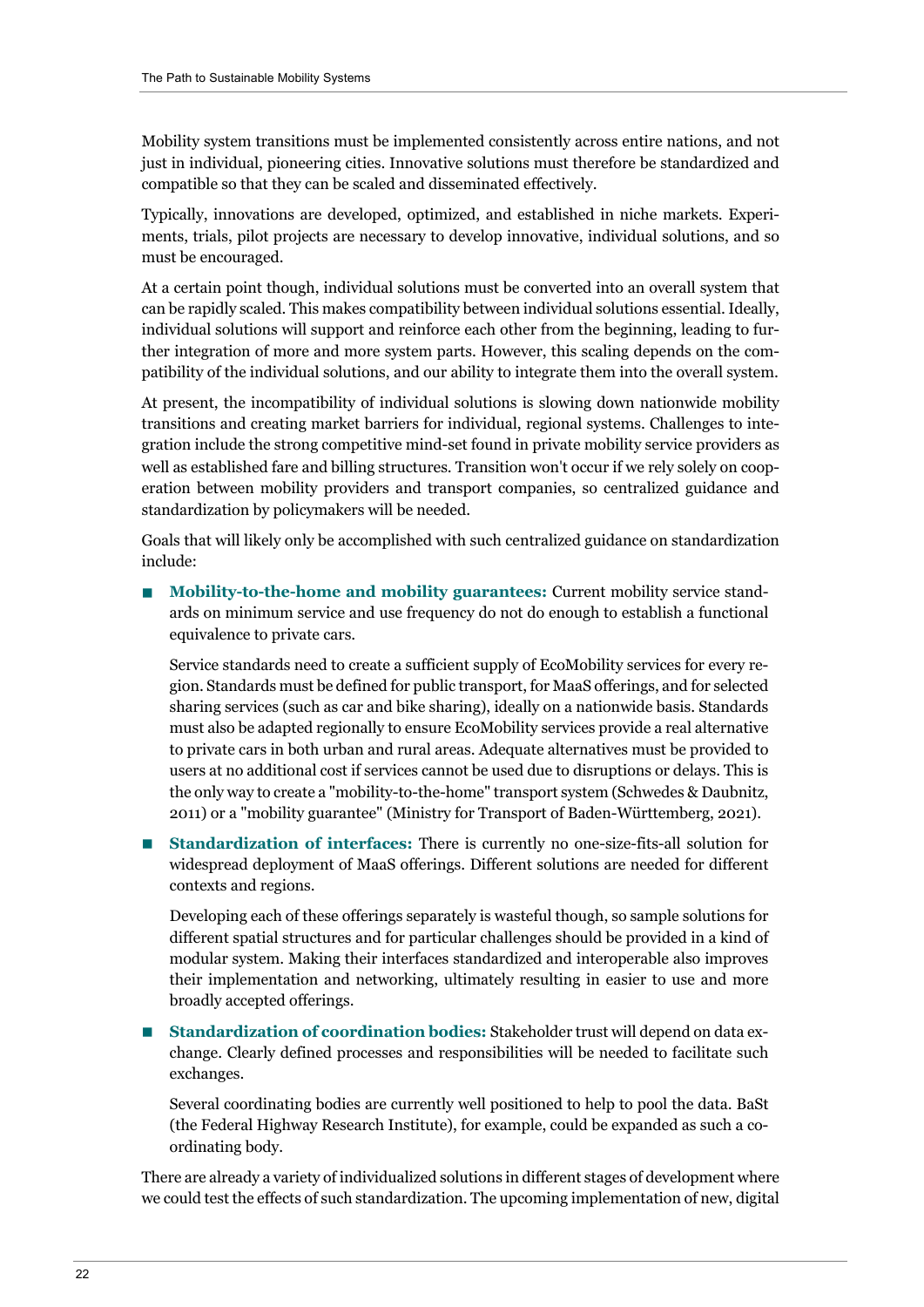Mobility system transitions must be implemented consistently across entire nations, and not just in individual, pioneering cities. Innovative solutions must therefore be standardized and compatible so that they can be scaled and disseminated effectively.

Typically, innovations are developed, optimized, and established in niche markets. Experiments, trials, pilot projects are necessary to develop innovative, individual solutions, and so must be encouraged.

At a certain point though, individual solutions must be converted into an overall system that can be rapidly scaled. This makes compatibility between individual solutions essential. Ideally, individual solutions will support and reinforce each other from the beginning, leading to further integration of more and more system parts. However, this scaling depends on the compatibility of the individual solutions, and our ability to integrate them into the overall system.

At present, the incompatibility of individual solutions is slowing down nationwide mobility transitions and creating market barriers for individual, regional systems. Challenges to integration include the strong competitive mind-set found in private mobility service providers as well as established fare and billing structures. Transition won't occur if we rely solely on cooperation between mobility providers and transport companies, so centralized guidance and standardization by policymakers will be needed.

Goals that will likely only be accomplished with such centralized guidance on standardization include:

- **Mobility-to-the-home and mobility guarantees:** Current mobility service standards on minimum service and use frequency do not do enough to establish a functional equivalence to private cars.

  Service standards need to create a sufficient supply of EcoMobility services for every region. Standards must be defined for public transport, for MaaS offerings, and for selected sharing services (such as car and bike sharing), ideally on a nationwide basis. Standards must also be adapted regionally to ensure EcoMobility services provide a real alternative to private cars in both urban and rural areas. Adequate alternatives must be provided to users at no additional cost if services cannot be used due to disruptions or delays. This is the only way to create a "mobility-to-the-home" transport system (Schwedes & Daubnitz, 2011) or a "mobility guarantee" (Ministry for Transport of Baden-Württemberg, 2021).

- **Standardization of interfaces:** There is currently no one-size-fits-all solution for widespread deployment of MaaS offerings. Different solutions are needed for different contexts and regions.

  Developing each of these offerings separately is wasteful though, so sample solutions for different spatial structures and for particular challenges should be provided in a kind of modular system. Making their interfaces standardized and interoperable also improves their implementation and networking, ultimately resulting in easier to use and more broadly accepted offerings.

- **Standardization of coordination bodies:** Stakeholder trust will depend on data exchange. Clearly defined processes and responsibilities will be needed to facilitate such exchanges.

  Several coordinating bodies are currently well positioned to help to pool the data. BaSt (the Federal Highway Research Institute), for example, could be expanded as such a coordinating body.

There are already a variety of individualized solutions in different stages of development where we could test the effects of such standardization. The upcoming implementation of new, digital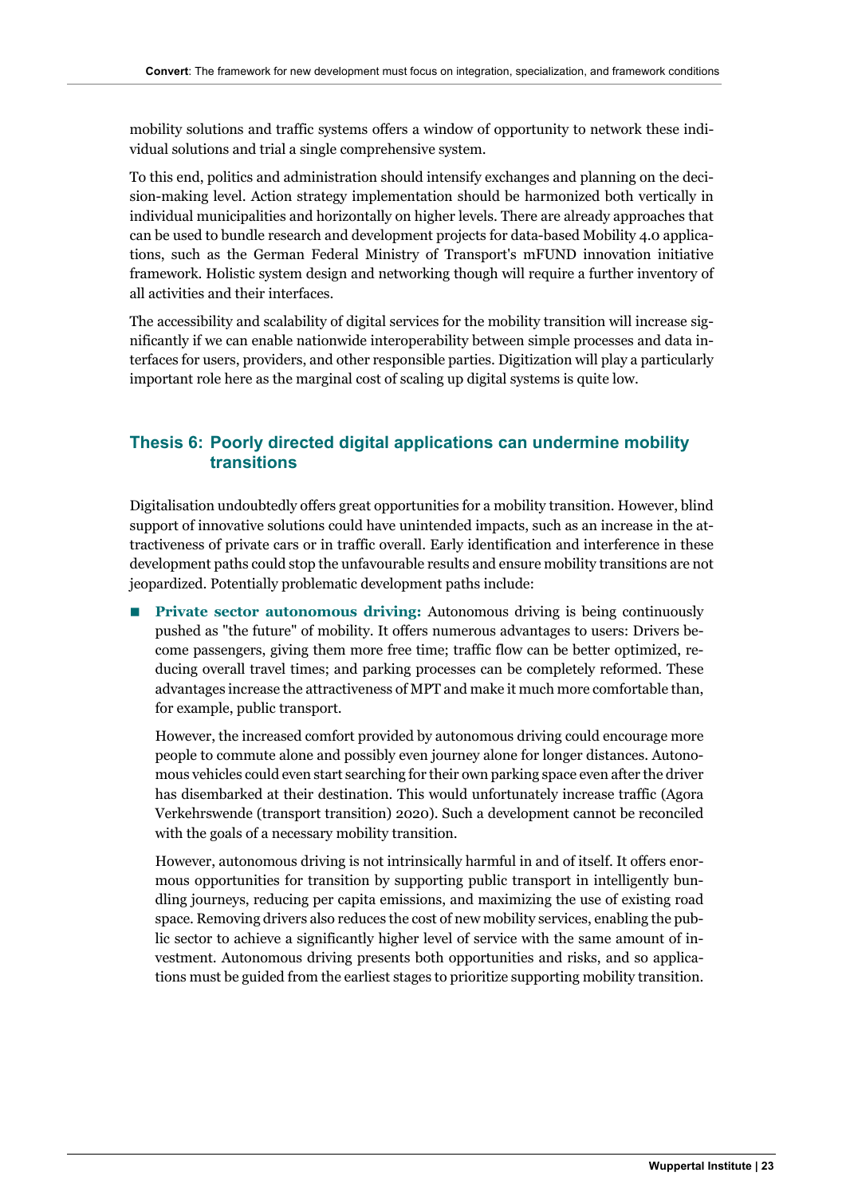mobility solutions and traffic systems offers a window of opportunity to network these individual solutions and trial a single comprehensive system.

To this end, politics and administration should intensify exchanges and planning on the decision-making level. Action strategy implementation should be harmonized both vertically in individual municipalities and horizontally on higher levels. There are already approaches that can be used to bundle research and development projects for data-based Mobility 4.0 applications, such as the German Federal Ministry of Transport's mFUND innovation initiative framework. Holistic system design and networking though will require a further inventory of all activities and their interfaces.

The accessibility and scalability of digital services for the mobility transition will increase significantly if we can enable nationwide interoperability between simple processes and data interfaces for users, providers, and other responsible parties. Digitization will play a particularly important role here as the marginal cost of scaling up digital systems is quite low.

### Thesis 6: Poorly directed digital applications can undermine mobility transitions

Digitalisation undoubtedly offers great opportunities for a mobility transition. However, blind support of innovative solutions could have unintended impacts, such as an increase in the attractiveness of private cars or in traffic overall. Early identification and interference in these development paths could stop the unfavourable results and ensure mobility transitions are not jeopardized. Potentially problematic development paths include:

- **Private sector autonomous driving:** Autonomous driving is being continuously pushed as "the future" of mobility. It offers numerous advantages to users: Drivers become passengers, giving them more free time; traffic flow can be better optimized, reducing overall travel times; and parking processes can be completely reformed. These advantages increase the attractiveness of MPT and make it much more comfortable than, for example, public transport.

  However, the increased comfort provided by autonomous driving could encourage more people to commute alone and possibly even journey alone for longer distances. Autonomous vehicles could even start searching for their own parking space even after the driver has disembarked at their destination. This would unfortunately increase traffic (Agora Verkehrswende (transport transition) 2020). Such a development cannot be reconciled with the goals of a necessary mobility transition.

  However, autonomous driving is not intrinsically harmful in and of itself. It offers enormous opportunities for transition by supporting public transport in intelligently bundling journeys, reducing per capita emissions, and maximizing the use of existing road space. Removing drivers also reduces the cost of new mobility services, enabling the public sector to achieve a significantly higher level of service with the same amount of investment. Autonomous driving presents both opportunities and risks, and so applications must be guided from the earliest stages to prioritize supporting mobility transition.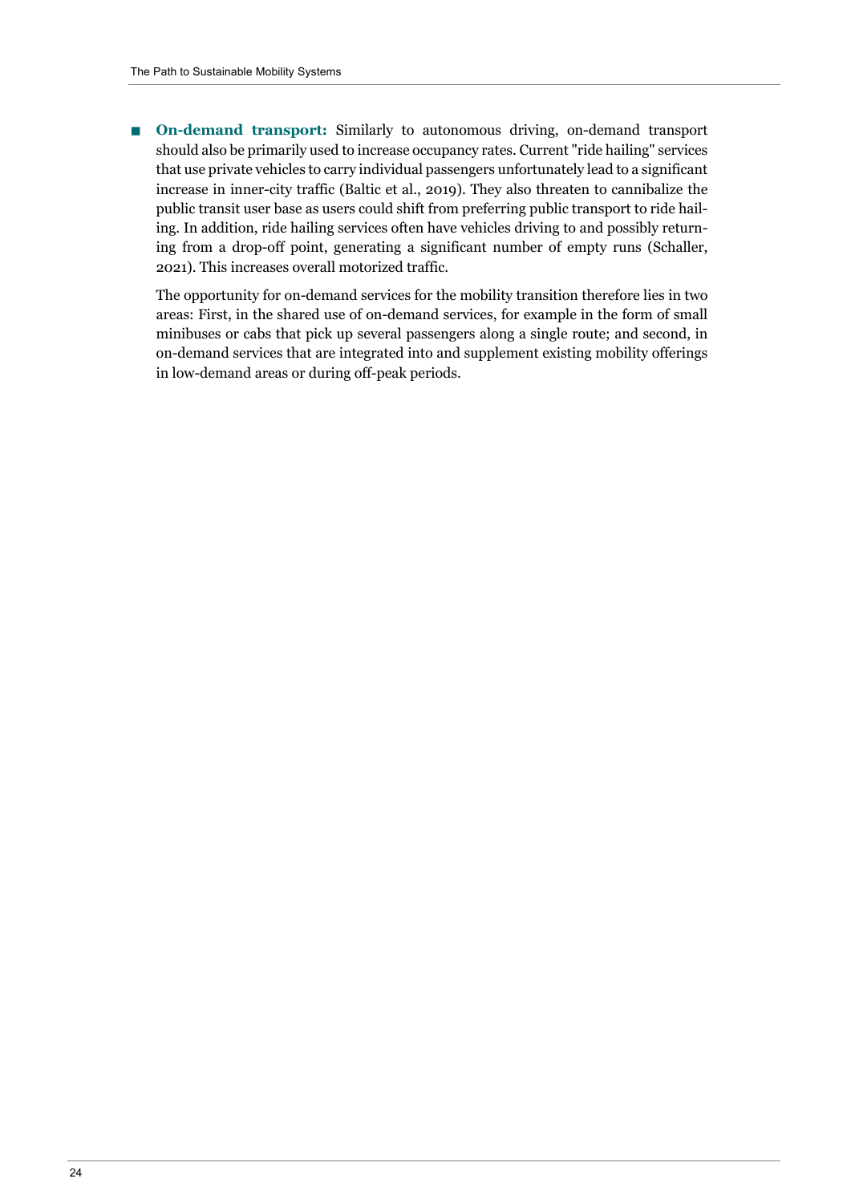- **On-demand transport:** Similarly to autonomous driving, on-demand transport should also be primarily used to increase occupancy rates. Current "ride hailing" services that use private vehicles to carry individual passengers unfortunately lead to a significant increase in inner-city traffic (Baltic et al., 2019). They also threaten to cannibalize the public transit user base as users could shift from preferring public transport to ride hailing. In addition, ride hailing services often have vehicles driving to and possibly returning from a drop-off point, generating a significant number of empty runs (Schaller, 2021). This increases overall motorized traffic.

  The opportunity for on-demand services for the mobility transition therefore lies in two areas: First, in the shared use of on-demand services, for example in the form of small minibuses or cabs that pick up several passengers along a single route; and second, in on-demand services that are integrated into and supplement existing mobility offerings in low-demand areas or during off-peak periods.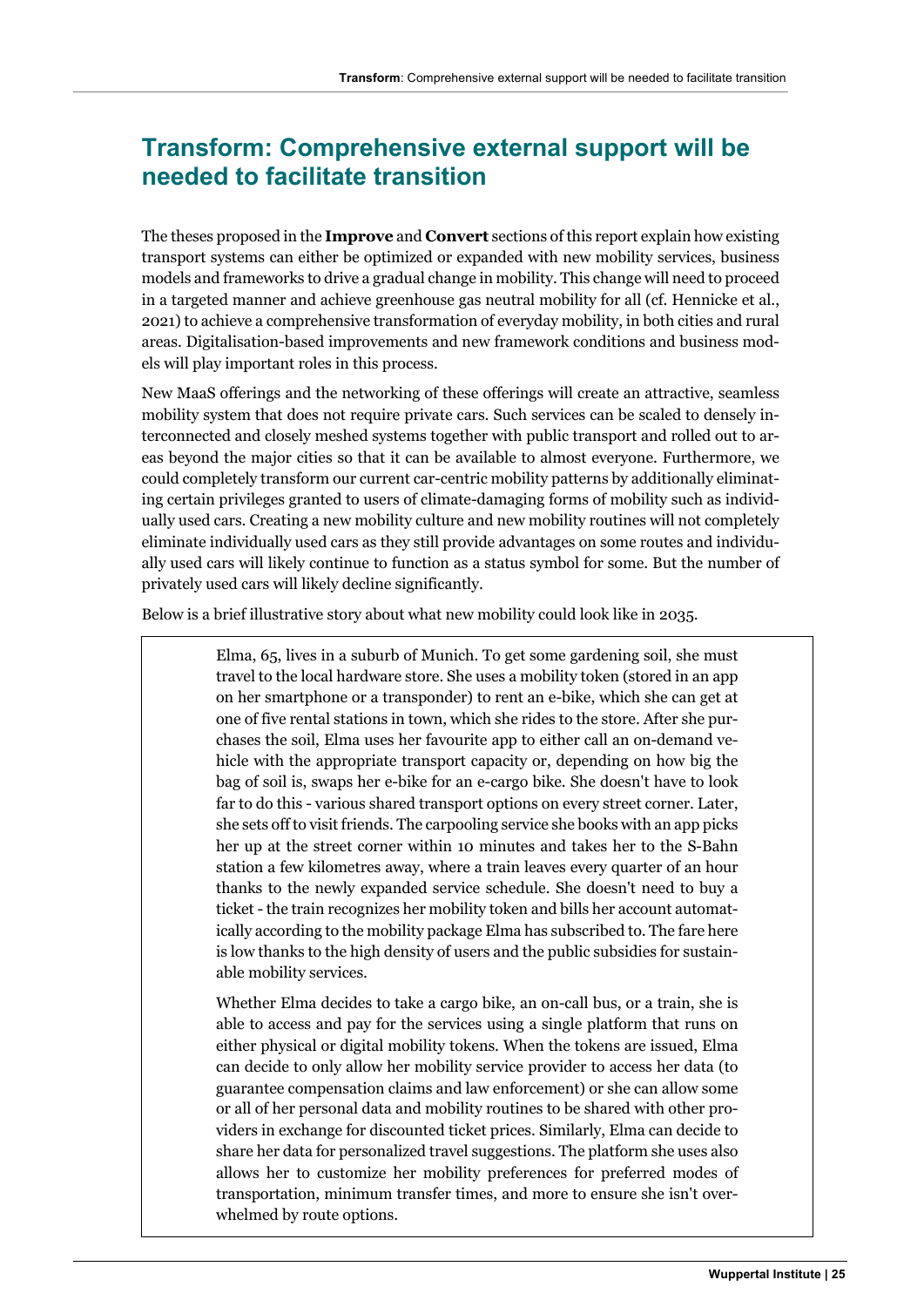# Transform: Comprehensive external support will be needed to facilitate transition

The theses proposed in the **Improve** and **Convert** sections of this report explain how existing transport systems can either be optimized or expanded with new mobility services, business models and frameworks to drive a gradual change in mobility. This change will need to proceed in a targeted manner and achieve greenhouse gas neutral mobility for all (cf. Hennicke et al., 2021) to achieve a comprehensive transformation of everyday mobility, in both cities and rural areas. Digitalisation-based improvements and new framework conditions and business models will play important roles in this process.

New MaaS offerings and the networking of these offerings will create an attractive, seamless mobility system that does not require private cars. Such services can be scaled to densely interconnected and closely meshed systems together with public transport and rolled out to areas beyond the major cities so that it can be available to almost everyone. Furthermore, we could completely transform our current car-centric mobility patterns by additionally eliminating certain privileges granted to users of climate-damaging forms of mobility such as individually used cars. Creating a new mobility culture and new mobility routines will not completely eliminate individually used cars as they still provide advantages on some routes and individually used cars will likely continue to function as a status symbol for some. But the number of privately used cars will likely decline significantly.

Below is a brief illustrative story about what new mobility could look like in 2035.

> Elma, 65, lives in a suburb of Munich. To get some gardening soil, she must travel to the local hardware store. She uses a mobility token (stored in an app on her smartphone or a transponder) to rent an e-bike, which she can get at one of five rental stations in town, which she rides to the store. After she purchases the soil, Elma uses her favourite app to either call an on-demand vehicle with the appropriate transport capacity or, depending on how big the bag of soil is, swaps her e-bike for an e-cargo bike. She doesn't have to look far to do this - various shared transport options on every street corner. Later, she sets off to visit friends. The carpooling service she books with an app picks her up at the street corner within 10 minutes and takes her to the S-Bahn station a few kilometres away, where a train leaves every quarter of an hour thanks to the newly expanded service schedule. She doesn't need to buy a ticket - the train recognizes her mobility token and bills her account automatically according to the mobility package Elma has subscribed to. The fare here is low thanks to the high density of users and the public subsidies for sustainable mobility services.
>
> Whether Elma decides to take a cargo bike, an on-call bus, or a train, she is able to access and pay for the services using a single platform that runs on either physical or digital mobility tokens. When the tokens are issued, Elma can decide to only allow her mobility service provider to access her data (to guarantee compensation claims and law enforcement) or she can allow some or all of her personal data and mobility routines to be shared with other providers in exchange for discounted ticket prices. Similarly, Elma can decide to share her data for personalized travel suggestions. The platform she uses also allows her to customize her mobility preferences for preferred modes of transportation, minimum transfer times, and more to ensure she isn't overwhelmed by route options.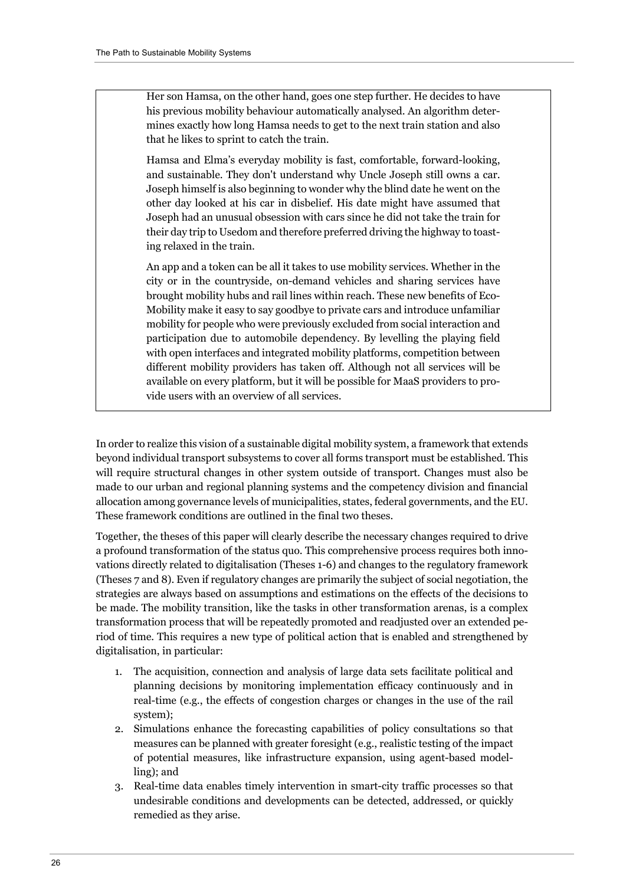Her son Hamsa, on the other hand, goes one step further. He decides to have his previous mobility behaviour automatically analysed. An algorithm determines exactly how long Hamsa needs to get to the next train station and also that he likes to sprint to catch the train.

Hamsa and Elma's everyday mobility is fast, comfortable, forward-looking, and sustainable. They don't understand why Uncle Joseph still owns a car. Joseph himself is also beginning to wonder why the blind date he went on the other day looked at his car in disbelief. His date might have assumed that Joseph had an unusual obsession with cars since he did not take the train for their day trip to Usedom and therefore preferred driving the highway to toasting relaxed in the train.

An app and a token can be all it takes to use mobility services. Whether in the city or in the countryside, on-demand vehicles and sharing services have brought mobility hubs and rail lines within reach. These new benefits of Eco-Mobility make it easy to say goodbye to private cars and introduce unfamiliar mobility for people who were previously excluded from social interaction and participation due to automobile dependency. By levelling the playing field with open interfaces and integrated mobility platforms, competition between different mobility providers has taken off. Although not all services will be available on every platform, but it will be possible for MaaS providers to provide users with an overview of all services.

In order to realize this vision of a sustainable digital mobility system, a framework that extends beyond individual transport subsystems to cover all forms transport must be established. This will require structural changes in other system outside of transport. Changes must also be made to our urban and regional planning systems and the competency division and financial allocation among governance levels of municipalities, states, federal governments, and the EU. These framework conditions are outlined in the final two theses.

Together, the theses of this paper will clearly describe the necessary changes required to drive a profound transformation of the status quo. This comprehensive process requires both innovations directly related to digitalisation (Theses 1-6) and changes to the regulatory framework (Theses 7 and 8). Even if regulatory changes are primarily the subject of social negotiation, the strategies are always based on assumptions and estimations on the effects of the decisions to be made. The mobility transition, like the tasks in other transformation arenas, is a complex transformation process that will be repeatedly promoted and readjusted over an extended period of time. This requires a new type of political action that is enabled and strengthened by digitalisation, in particular:

1. The acquisition, connection and analysis of large data sets facilitate political and planning decisions by monitoring implementation efficacy continuously and in real-time (e.g., the effects of congestion charges or changes in the use of the rail system);
2. Simulations enhance the forecasting capabilities of policy consultations so that measures can be planned with greater foresight (e.g., realistic testing of the impact of potential measures, like infrastructure expansion, using agent-based modelling); and
3. Real-time data enables timely intervention in smart-city traffic processes so that undesirable conditions and developments can be detected, addressed, or quickly remedied as they arise.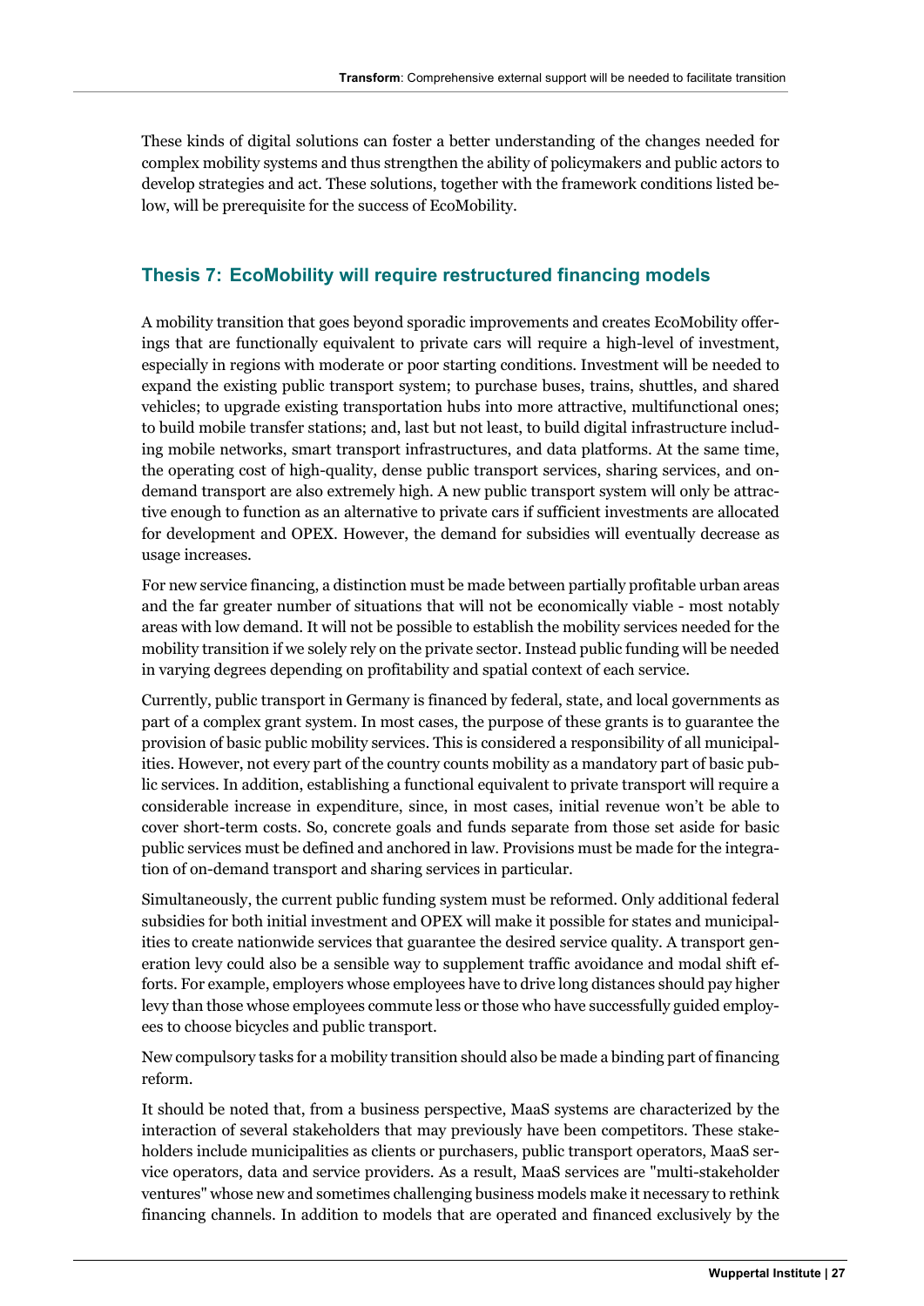These kinds of digital solutions can foster a better understanding of the changes needed for complex mobility systems and thus strengthen the ability of policymakers and public actors to develop strategies and act. These solutions, together with the framework conditions listed below, will be prerequisite for the success of EcoMobility.

## Thesis 7: EcoMobility will require restructured financing models

A mobility transition that goes beyond sporadic improvements and creates EcoMobility offerings that are functionally equivalent to private cars will require a high-level of investment, especially in regions with moderate or poor starting conditions. Investment will be needed to expand the existing public transport system; to purchase buses, trains, shuttles, and shared vehicles; to upgrade existing transportation hubs into more attractive, multifunctional ones; to build mobile transfer stations; and, last but not least, to build digital infrastructure including mobile networks, smart transport infrastructures, and data platforms. At the same time, the operating cost of high-quality, dense public transport services, sharing services, and on-demand transport are also extremely high. A new public transport system will only be attractive enough to function as an alternative to private cars if sufficient investments are allocated for development and OPEX. However, the demand for subsidies will eventually decrease as usage increases.

For new service financing, a distinction must be made between partially profitable urban areas and the far greater number of situations that will not be economically viable - most notably areas with low demand. It will not be possible to establish the mobility services needed for the mobility transition if we solely rely on the private sector. Instead public funding will be needed in varying degrees depending on profitability and spatial context of each service.

Currently, public transport in Germany is financed by federal, state, and local governments as part of a complex grant system. In most cases, the purpose of these grants is to guarantee the provision of basic public mobility services. This is considered a responsibility of all municipalities. However, not every part of the country counts mobility as a mandatory part of basic public services. In addition, establishing a functional equivalent to private transport will require a considerable increase in expenditure, since, in most cases, initial revenue won't be able to cover short-term costs. So, concrete goals and funds separate from those set aside for basic public services must be defined and anchored in law. Provisions must be made for the integration of on-demand transport and sharing services in particular.

Simultaneously, the current public funding system must be reformed. Only additional federal subsidies for both initial investment and OPEX will make it possible for states and municipalities to create nationwide services that guarantee the desired service quality. A transport generation levy could also be a sensible way to supplement traffic avoidance and modal shift efforts. For example, employers whose employees have to drive long distances should pay higher levy than those whose employees commute less or those who have successfully guided employees to choose bicycles and public transport.

New compulsory tasks for a mobility transition should also be made a binding part of financing reform.

It should be noted that, from a business perspective, MaaS systems are characterized by the interaction of several stakeholders that may previously have been competitors. These stakeholders include municipalities as clients or purchasers, public transport operators, MaaS service operators, data and service providers. As a result, MaaS services are "multi-stakeholder ventures" whose new and sometimes challenging business models make it necessary to rethink financing channels. In addition to models that are operated and financed exclusively by the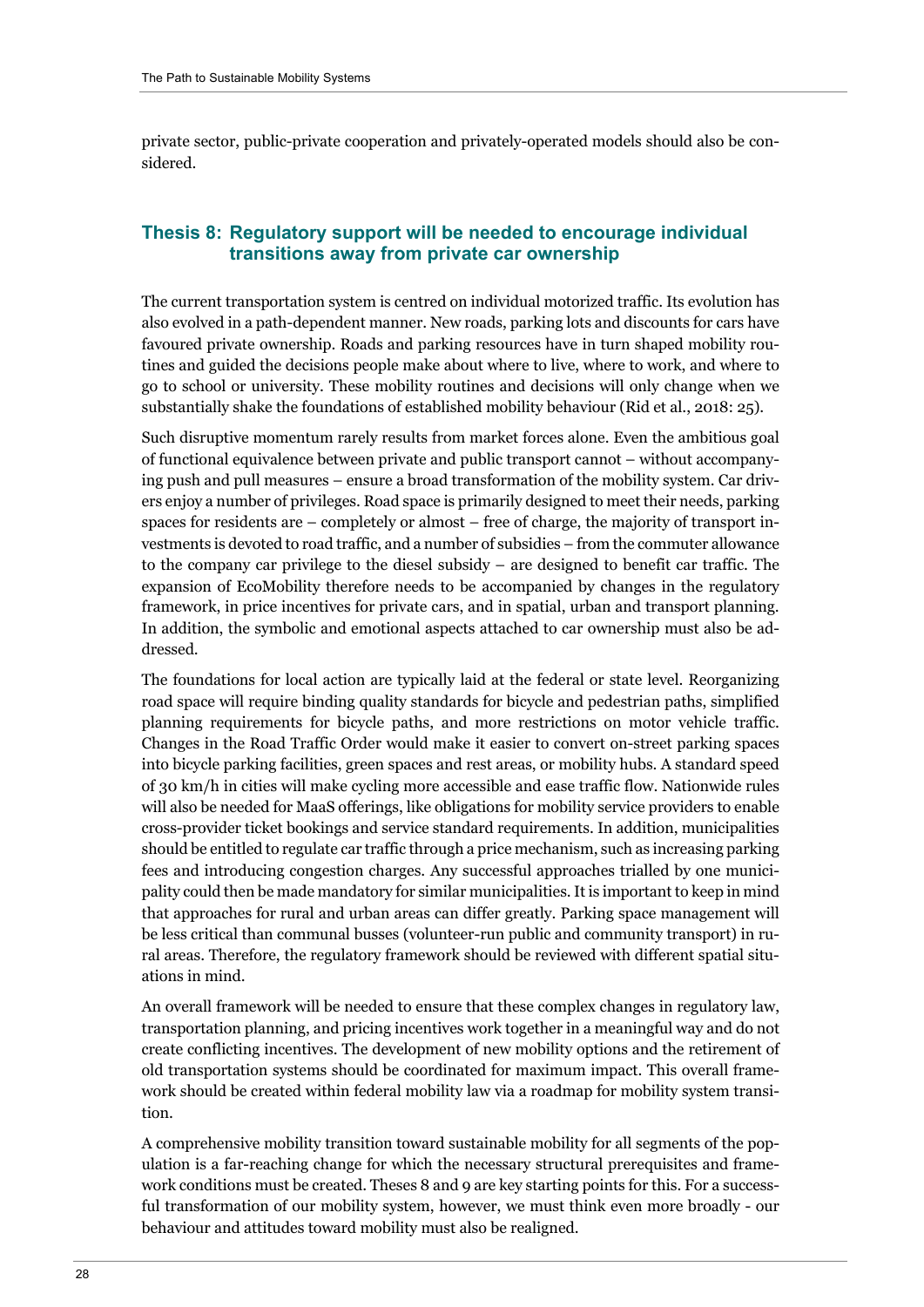private sector, public-private cooperation and privately-operated models should also be considered.

### Thesis 8: Regulatory support will be needed to encourage individual transitions away from private car ownership

The current transportation system is centred on individual motorized traffic. Its evolution has also evolved in a path-dependent manner. New roads, parking lots and discounts for cars have favoured private ownership. Roads and parking resources have in turn shaped mobility routines and guided the decisions people make about where to live, where to work, and where to go to school or university. These mobility routines and decisions will only change when we substantially shake the foundations of established mobility behaviour (Rid et al., 2018: 25).

Such disruptive momentum rarely results from market forces alone. Even the ambitious goal of functional equivalence between private and public transport cannot – without accompanying push and pull measures – ensure a broad transformation of the mobility system. Car drivers enjoy a number of privileges. Road space is primarily designed to meet their needs, parking spaces for residents are – completely or almost – free of charge, the majority of transport investments is devoted to road traffic, and a number of subsidies – from the commuter allowance to the company car privilege to the diesel subsidy – are designed to benefit car traffic. The expansion of EcoMobility therefore needs to be accompanied by changes in the regulatory framework, in price incentives for private cars, and in spatial, urban and transport planning. In addition, the symbolic and emotional aspects attached to car ownership must also be addressed.

The foundations for local action are typically laid at the federal or state level. Reorganizing road space will require binding quality standards for bicycle and pedestrian paths, simplified planning requirements for bicycle paths, and more restrictions on motor vehicle traffic. Changes in the Road Traffic Order would make it easier to convert on-street parking spaces into bicycle parking facilities, green spaces and rest areas, or mobility hubs. A standard speed of 30 km/h in cities will make cycling more accessible and ease traffic flow. Nationwide rules will also be needed for MaaS offerings, like obligations for mobility service providers to enable cross-provider ticket bookings and service standard requirements. In addition, municipalities should be entitled to regulate car traffic through a price mechanism, such as increasing parking fees and introducing congestion charges. Any successful approaches trialled by one municipality could then be made mandatory for similar municipalities. It is important to keep in mind that approaches for rural and urban areas can differ greatly. Parking space management will be less critical than communal busses (volunteer-run public and community transport) in rural areas. Therefore, the regulatory framework should be reviewed with different spatial situations in mind.

An overall framework will be needed to ensure that these complex changes in regulatory law, transportation planning, and pricing incentives work together in a meaningful way and do not create conflicting incentives. The development of new mobility options and the retirement of old transportation systems should be coordinated for maximum impact. This overall framework should be created within federal mobility law via a roadmap for mobility system transition.

A comprehensive mobility transition toward sustainable mobility for all segments of the population is a far-reaching change for which the necessary structural prerequisites and framework conditions must be created. Theses 8 and 9 are key starting points for this. For a successful transformation of our mobility system, however, we must think even more broadly - our behaviour and attitudes toward mobility must also be realigned.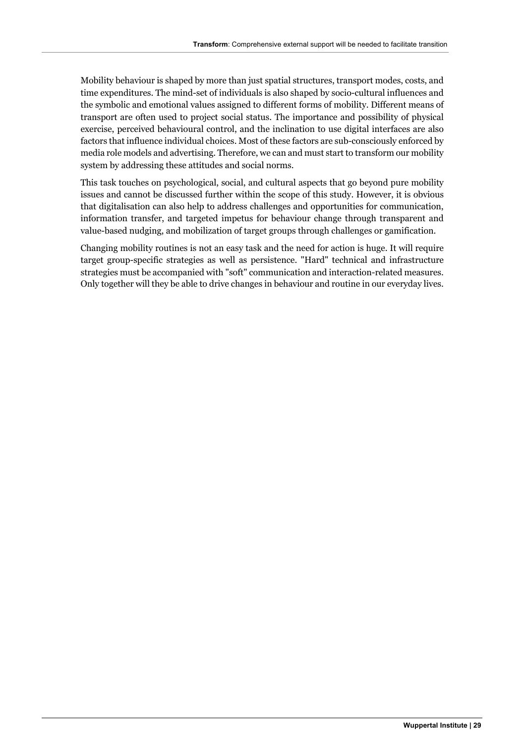Mobility behaviour is shaped by more than just spatial structures, transport modes, costs, and time expenditures. The mind-set of individuals is also shaped by socio-cultural influences and the symbolic and emotional values assigned to different forms of mobility. Different means of transport are often used to project social status. The importance and possibility of physical exercise, perceived behavioural control, and the inclination to use digital interfaces are also factors that influence individual choices. Most of these factors are sub-consciously enforced by media role models and advertising. Therefore, we can and must start to transform our mobility system by addressing these attitudes and social norms.

This task touches on psychological, social, and cultural aspects that go beyond pure mobility issues and cannot be discussed further within the scope of this study. However, it is obvious that digitalisation can also help to address challenges and opportunities for communication, information transfer, and targeted impetus for behaviour change through transparent and value-based nudging, and mobilization of target groups through challenges or gamification.

Changing mobility routines is not an easy task and the need for action is huge. It will require target group-specific strategies as well as persistence. "Hard" technical and infrastructure strategies must be accompanied with "soft" communication and interaction-related measures. Only together will they be able to drive changes in behaviour and routine in our everyday lives.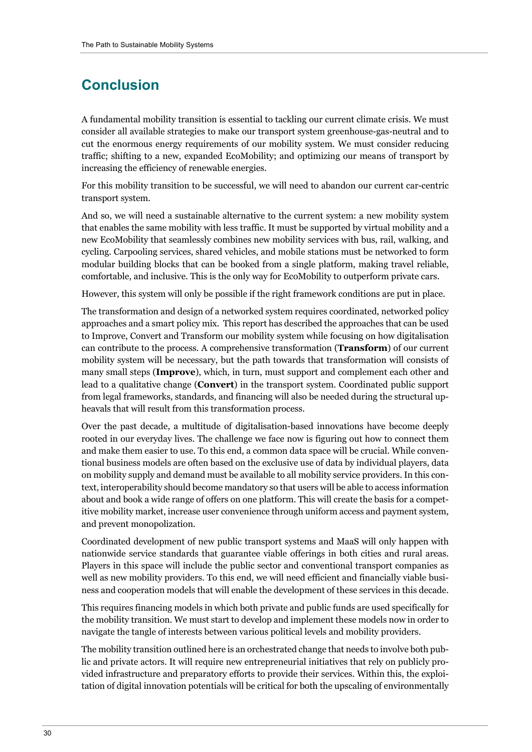## Conclusion

A fundamental mobility transition is essential to tackling our current climate crisis. We must consider all available strategies to make our transport system greenhouse-gas-neutral and to cut the enormous energy requirements of our mobility system. We must consider reducing traffic; shifting to a new, expanded EcoMobility; and optimizing our means of transport by increasing the efficiency of renewable energies.

For this mobility transition to be successful, we will need to abandon our current car-centric transport system.

And so, we will need a sustainable alternative to the current system: a new mobility system that enables the same mobility with less traffic. It must be supported by virtual mobility and a new EcoMobility that seamlessly combines new mobility services with bus, rail, walking, and cycling. Carpooling services, shared vehicles, and mobile stations must be networked to form modular building blocks that can be booked from a single platform, making travel reliable, comfortable, and inclusive. This is the only way for EcoMobility to outperform private cars.

However, this system will only be possible if the right framework conditions are put in place.

The transformation and design of a networked system requires coordinated, networked policy approaches and a smart policy mix. This report has described the approaches that can be used to Improve, Convert and Transform our mobility system while focusing on how digitalisation can contribute to the process. A comprehensive transformation (**Transform**) of our current mobility system will be necessary, but the path towards that transformation will consists of many small steps (**Improve**), which, in turn, must support and complement each other and lead to a qualitative change (**Convert**) in the transport system. Coordinated public support from legal frameworks, standards, and financing will also be needed during the structural upheavals that will result from this transformation process.

Over the past decade, a multitude of digitalisation-based innovations have become deeply rooted in our everyday lives. The challenge we face now is figuring out how to connect them and make them easier to use. To this end, a common data space will be crucial. While conventional business models are often based on the exclusive use of data by individual players, data on mobility supply and demand must be available to all mobility service providers. In this context, interoperability should become mandatory so that users will be able to access information about and book a wide range of offers on one platform. This will create the basis for a competitive mobility market, increase user convenience through uniform access and payment system, and prevent monopolization.

Coordinated development of new public transport systems and MaaS will only happen with nationwide service standards that guarantee viable offerings in both cities and rural areas. Players in this space will include the public sector and conventional transport companies as well as new mobility providers. To this end, we will need efficient and financially viable business and cooperation models that will enable the development of these services in this decade.

This requires financing models in which both private and public funds are used specifically for the mobility transition. We must start to develop and implement these models now in order to navigate the tangle of interests between various political levels and mobility providers.

The mobility transition outlined here is an orchestrated change that needs to involve both public and private actors. It will require new entrepreneurial initiatives that rely on publicly provided infrastructure and preparatory efforts to provide their services. Within this, the exploitation of digital innovation potentials will be critical for both the upscaling of environmentally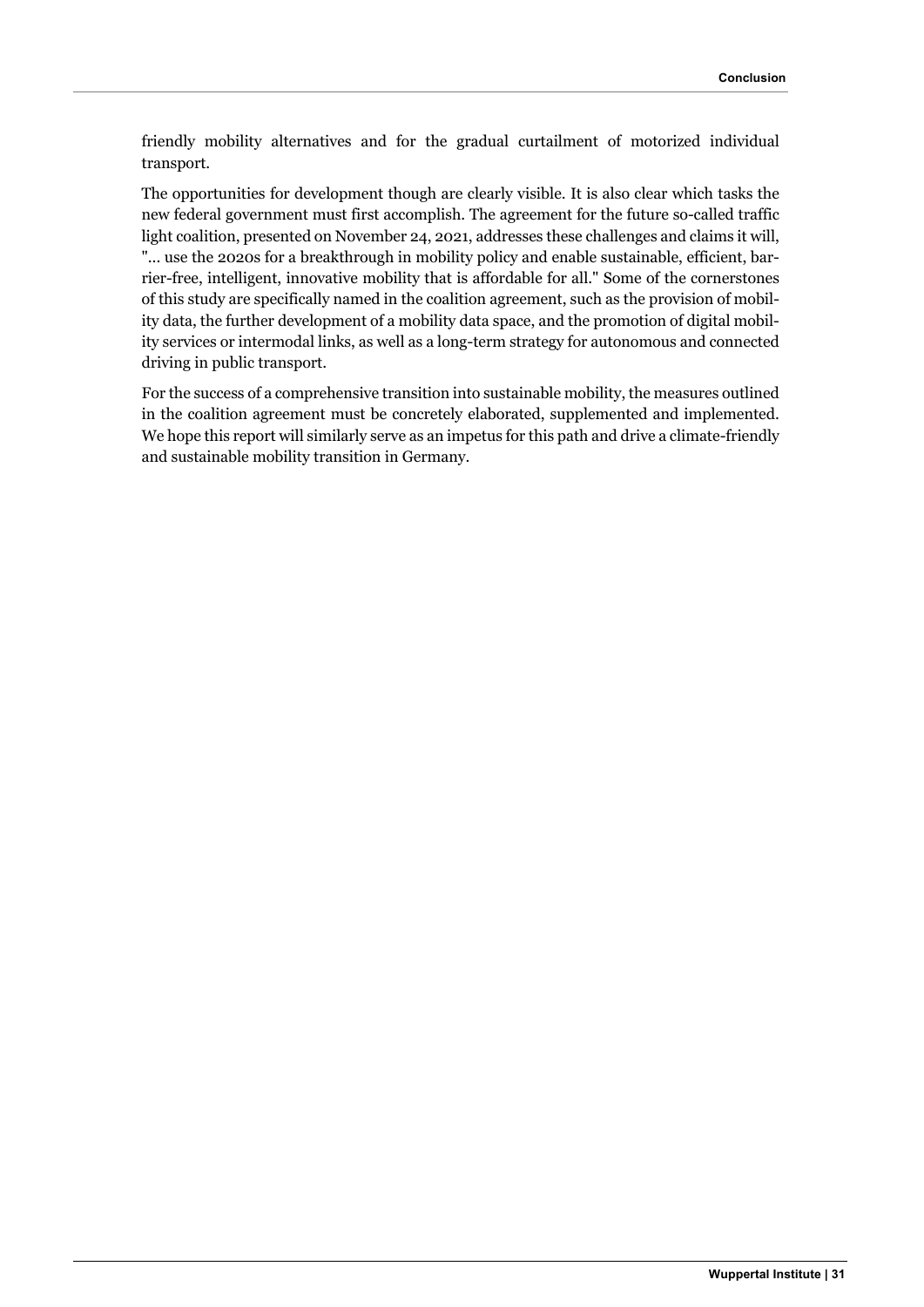friendly mobility alternatives and for the gradual curtailment of motorized individual transport.

The opportunities for development though are clearly visible. It is also clear which tasks the new federal government must first accomplish. The agreement for the future so-called traffic light coalition, presented on November 24, 2021, addresses these challenges and claims it will, "... use the 2020s for a breakthrough in mobility policy and enable sustainable, efficient, barrier-free, intelligent, innovative mobility that is affordable for all." Some of the cornerstones of this study are specifically named in the coalition agreement, such as the provision of mobility data, the further development of a mobility data space, and the promotion of digital mobility services or intermodal links, as well as a long-term strategy for autonomous and connected driving in public transport.

For the success of a comprehensive transition into sustainable mobility, the measures outlined in the coalition agreement must be concretely elaborated, supplemented and implemented. We hope this report will similarly serve as an impetus for this path and drive a climate-friendly and sustainable mobility transition in Germany.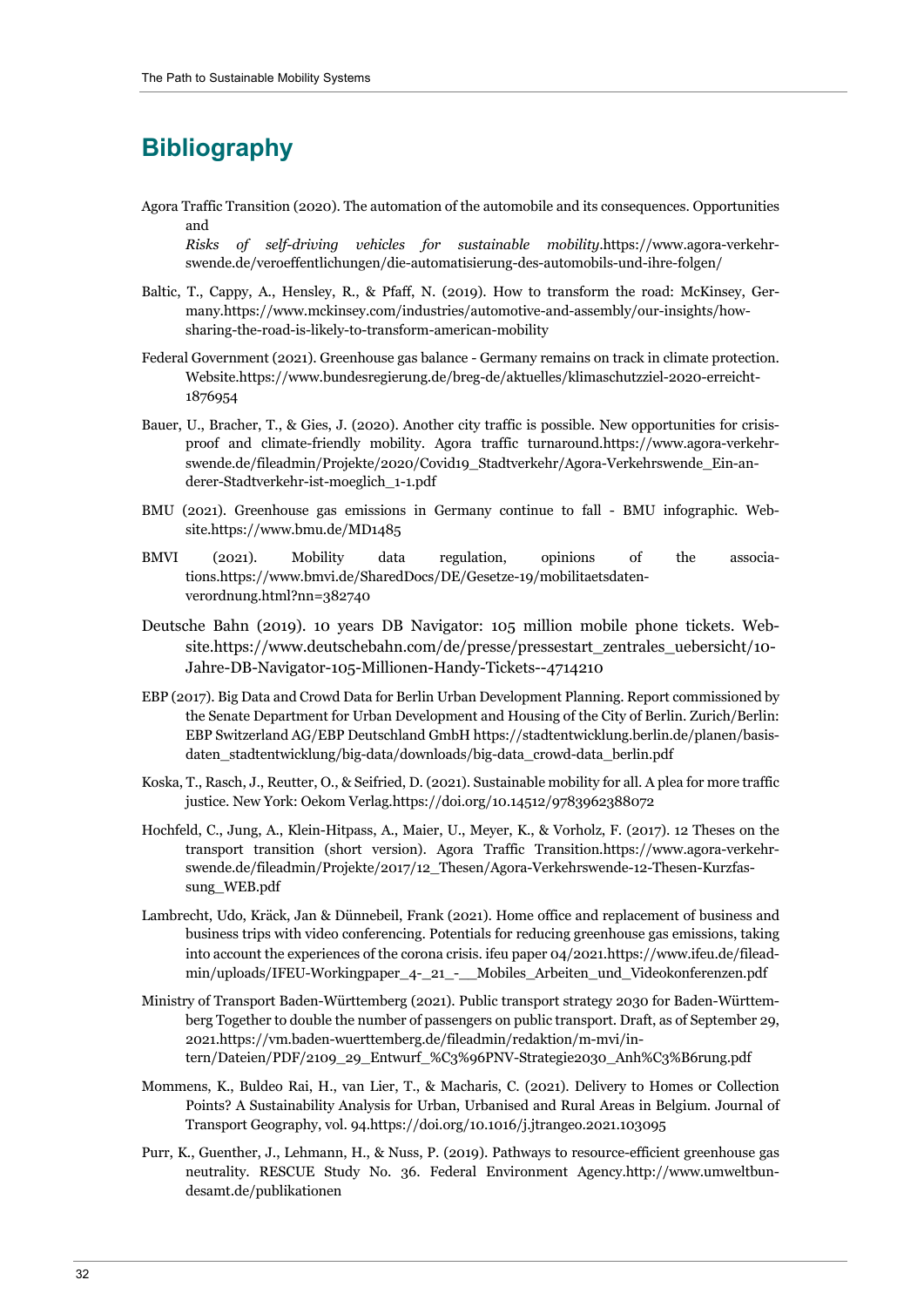# Bibliography

Agora Traffic Transition (2020). The automation of the automobile and its consequences. Opportunities and *Risks of self-driving vehicles for sustainable mobility*.https://www.agora-verkehrswende.de/veroeffentlichungen/die-automatisierung-des-automobils-und-ihre-folgen/

Baltic, T., Cappy, A., Hensley, R., & Pfaff, N. (2019). How to transform the road: McKinsey, Germany.https://www.mckinsey.com/industries/automotive-and-assembly/our-insights/how-sharing-the-road-is-likely-to-transform-american-mobility

Federal Government (2021). Greenhouse gas balance - Germany remains on track in climate protection. Website.https://www.bundesregierung.de/breg-de/aktuelles/klimaschutzziel-2020-erreicht-1876954

Bauer, U., Bracher, T., & Gies, J. (2020). Another city traffic is possible. New opportunities for crisis-proof and climate-friendly mobility. Agora traffic turnaround.https://www.agora-verkehrswende.de/fileadmin/Projekte/2020/Covid19_Stadtverkehr/Agora-Verkehrswende_Ein-anderer-Stadtverkehr-ist-moeglich_1-1.pdf

BMU (2021). Greenhouse gas emissions in Germany continue to fall - BMU infographic. Website.https://www.bmu.de/MD1485

BMVI (2021). Mobility data regulation, opinions of the associations.https://www.bmvi.de/SharedDocs/DE/Gesetze-19/mobilitaetsdaten-verordnung.html?nn=382740

Deutsche Bahn (2019). 10 years DB Navigator: 105 million mobile phone tickets. Website.https://www.deutschebahn.com/de/presse/pressestart_zentrales_uebersicht/10-Jahre-DB-Navigator-105-Millionen-Handy-Tickets--4714210

EBP (2017). Big Data and Crowd Data for Berlin Urban Development Planning. Report commissioned by the Senate Department for Urban Development and Housing of the City of Berlin. Zurich/Berlin: EBP Switzerland AG/EBP Deutschland GmbH https://stadtentwicklung.berlin.de/planen/basisdaten_stadtentwicklung/big-data/downloads/big-data_crowd-data_berlin.pdf

Koska, T., Rasch, J., Reutter, O., & Seifried, D. (2021). Sustainable mobility for all. A plea for more traffic justice. New York: Oekom Verlag.https://doi.org/10.14512/9783962388072

Hochfeld, C., Jung, A., Klein-Hitpass, A., Maier, U., Meyer, K., & Vorholz, F. (2017). 12 Theses on the transport transition (short version). Agora Traffic Transition.https://www.agora-verkehrswende.de/fileadmin/Projekte/2017/12_Thesen/Agora-Verkehrswende-12-Thesen-Kurzfassung_WEB.pdf

Lambrecht, Udo, Kräck, Jan & Dünnebeil, Frank (2021). Home office and replacement of business and business trips with video conferencing. Potentials for reducing greenhouse gas emissions, taking into account the experiences of the corona crisis. ifeu paper 04/2021.https://www.ifeu.de/fileadmin/uploads/IFEU-Workingpaper_4-_21_-__Mobiles_Arbeiten_und_Videokonferenzen.pdf

Ministry of Transport Baden-Württemberg (2021). Public transport strategy 2030 for Baden-Württemberg Together to double the number of passengers on public transport. Draft, as of September 29, 2021.https://vm.baden-wuerttemberg.de/fileadmin/redaktion/m-mvi/intern/Dateien/PDF/2109_29_Entwurf_%C3%96PNV-Strategie2030_Anh%C3%B6rung.pdf

Mommens, K., Buldeo Rai, H., van Lier, T., & Macharis, C. (2021). Delivery to Homes or Collection Points? A Sustainability Analysis for Urban, Urbanised and Rural Areas in Belgium. Journal of Transport Geography, vol. 94.https://doi.org/10.1016/j.jtrangeo.2021.103095

Purr, K., Guenther, J., Lehmann, H., & Nuss, P. (2019). Pathways to resource-efficient greenhouse gas neutrality. RESCUE Study No. 36. Federal Environment Agency.http://www.umweltbundesamt.de/publikationen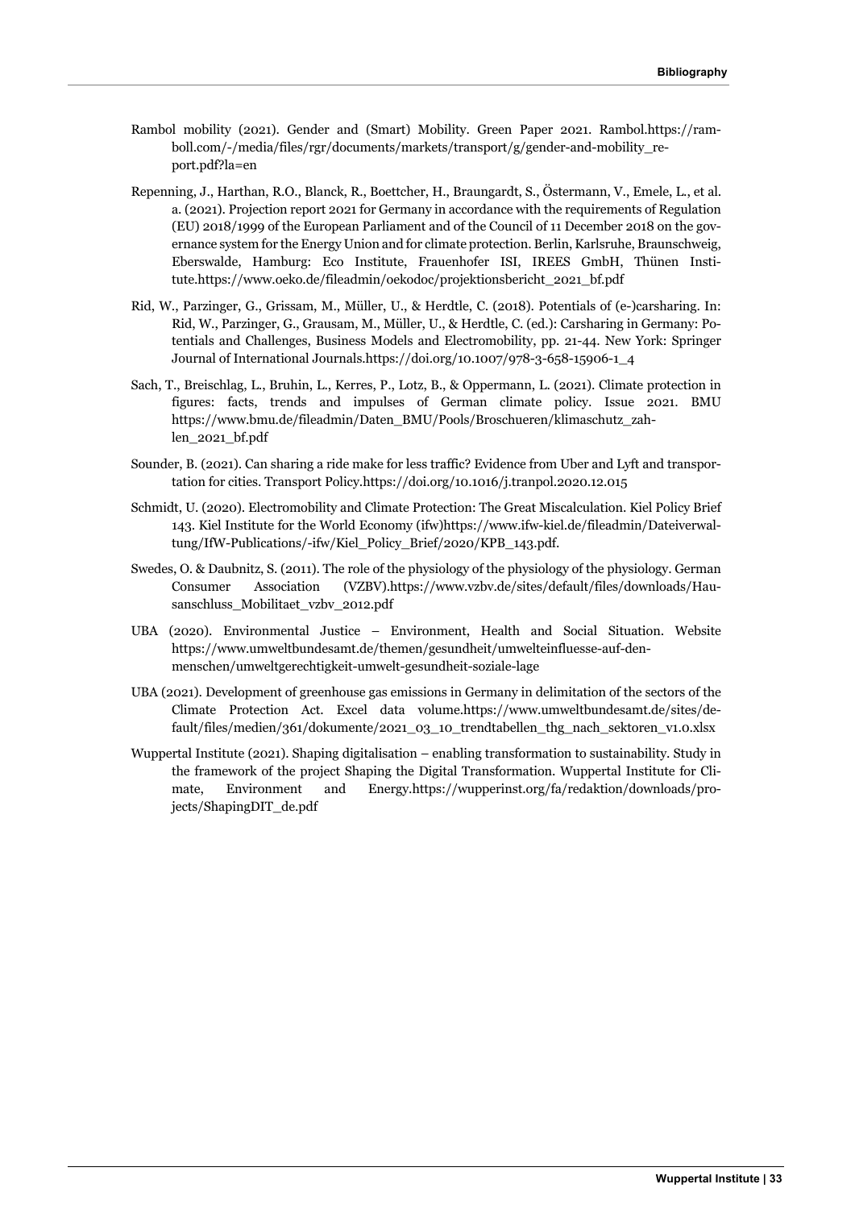Rambol mobility (2021). Gender and (Smart) Mobility. Green Paper 2021. Rambol.https://ramboll.com/-/media/files/rgr/documents/markets/transport/g/gender-and-mobility_report.pdf?la=en

Repenning, J., Harthan, R.O., Blanck, R., Boettcher, H., Braungardt, S., Östermann, V., Emele, L., et al. a. (2021). Projection report 2021 for Germany in accordance with the requirements of Regulation (EU) 2018/1999 of the European Parliament and of the Council of 11 December 2018 on the governance system for the Energy Union and for climate protection. Berlin, Karlsruhe, Braunschweig, Eberswalde, Hamburg: Eco Institute, Frauenhofer ISI, IREES GmbH, Thünen Institute.https://www.oeko.de/fileadmin/oekodoc/projektionsbericht_2021_bf.pdf

Rid, W., Parzinger, G., Grissam, M., Müller, U., & Herdtle, C. (2018). Potentials of (e-)carsharing. In: Rid, W., Parzinger, G., Grausam, M., Müller, U., & Herdtle, C. (ed.): Carsharing in Germany: Potentials and Challenges, Business Models and Electromobility, pp. 21-44. New York: Springer Journal of International Journals.https://doi.org/10.1007/978-3-658-15906-1_4

Sach, T., Breischlag, L., Bruhin, L., Kerres, P., Lotz, B., & Oppermann, L. (2021). Climate protection in figures: facts, trends and impulses of German climate policy. Issue 2021. BMU https://www.bmu.de/fileadmin/Daten_BMU/Pools/Broschueren/klimaschutz_zahlen_2021_bf.pdf

Sounder, B. (2021). Can sharing a ride make for less traffic? Evidence from Uber and Lyft and transportation for cities. Transport Policy.https://doi.org/10.1016/j.tranpol.2020.12.015

Schmidt, U. (2020). Electromobility and Climate Protection: The Great Miscalculation. Kiel Policy Brief 143. Kiel Institute for the World Economy (ifw)https://www.ifw-kiel.de/fileadmin/Dateiverwaltung/IfW-Publications/-ifw/Kiel_Policy_Brief/2020/KPB_143.pdf.

Swedes, O. & Daubnitz, S. (2011). The role of the physiology of the physiology of the physiology. German Consumer Association (VZBV).https://www.vzbv.de/sites/default/files/downloads/Hausanschluss_Mobilitaet_vzbv_2012.pdf

UBA (2020). Environmental Justice – Environment, Health and Social Situation. Website https://www.umweltbundesamt.de/themen/gesundheit/umwelteinfluesse-auf-den-menschen/umweltgerechtigkeit-umwelt-gesundheit-soziale-lage

UBA (2021). Development of greenhouse gas emissions in Germany in delimitation of the sectors of the Climate Protection Act. Excel data volume.https://www.umweltbundesamt.de/sites/default/files/medien/361/dokumente/2021_03_10_trendtabellen_thg_nach_sektoren_v1.0.xlsx

Wuppertal Institute (2021). Shaping digitalisation – enabling transformation to sustainability. Study in the framework of the project Shaping the Digital Transformation. Wuppertal Institute for Climate, Environment and Energy.https://wupperinst.org/fa/redaktion/downloads/projects/ShapingDIT_de.pdf